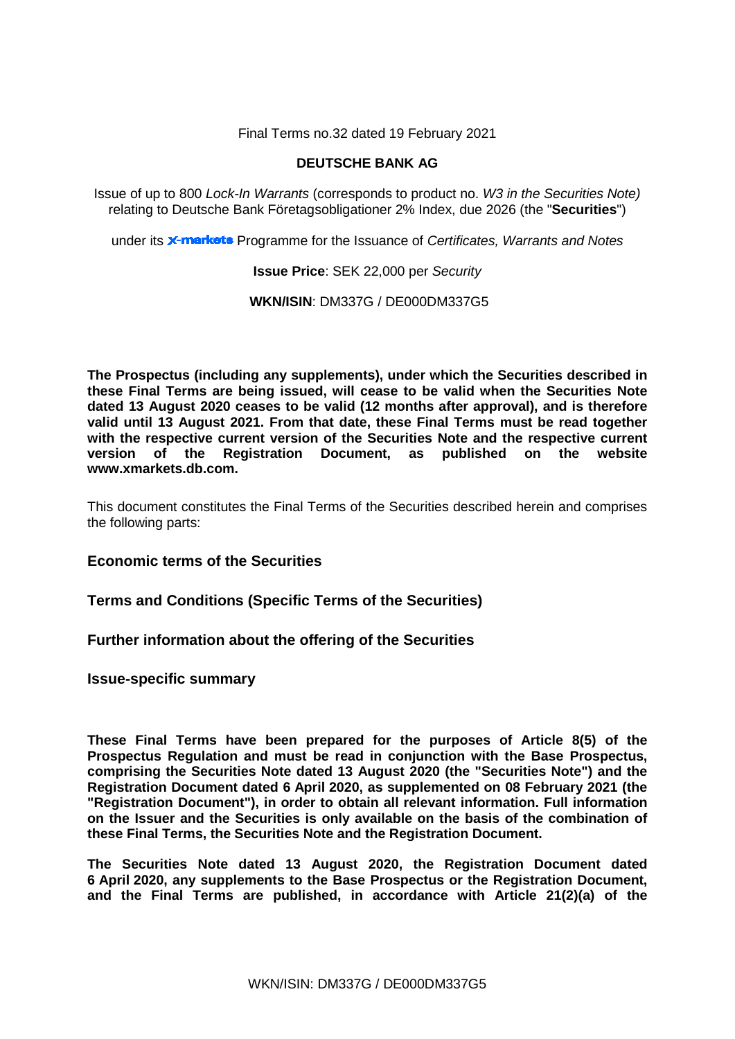Final Terms no.32 dated 19 February 2021

**DEUTSCHE BANK AG**

Issue of up to 800 *Lock-In Warrants* (corresponds to product no. *W3 in the Securities Note)* relating to Deutsche Bank Företagsobligationer 2% Index, due 2026 (the "**Securities**")

under its X-markets Programme for the Issuance of *Certificates, Warrants and Notes*

**Issue Price**: SEK 22,000 per *Security*

**WKN/ISIN**: DM337G / DE000DM337G5

**The Prospectus (including any supplements), under which the Securities described in these Final Terms are being issued, will cease to be valid when the Securities Note dated 13 August 2020 ceases to be valid (12 months after approval), and is therefore valid until 13 August 2021. From that date, these Final Terms must be read together with the respective current version of the Securities Note and the respective current version of the Registration Document, as published on the website www.xmarkets.db.com.**

This document constitutes the Final Terms of the Securities described herein and comprises the following parts:

**Economic terms of the Securities**

**Terms and Conditions (Specific Terms of the Securities)**

**Further information about the offering of the Securities**

**Issue-specific summary**

**These Final Terms have been prepared for the purposes of Article 8(5) of the Prospectus Regulation and must be read in conjunction with the Base Prospectus, comprising the Securities Note dated 13 August 2020 (the "Securities Note") and the Registration Document dated 6 April 2020, as supplemented on 08 February 2021 (the "Registration Document"), in order to obtain all relevant information. Full information on the Issuer and the Securities is only available on the basis of the combination of these Final Terms, the Securities Note and the Registration Document.**

**The Securities Note dated 13 August 2020, the Registration Document dated 6 April 2020, any supplements to the Base Prospectus or the Registration Document, and the Final Terms are published, in accordance with Article 21(2)(a) of the**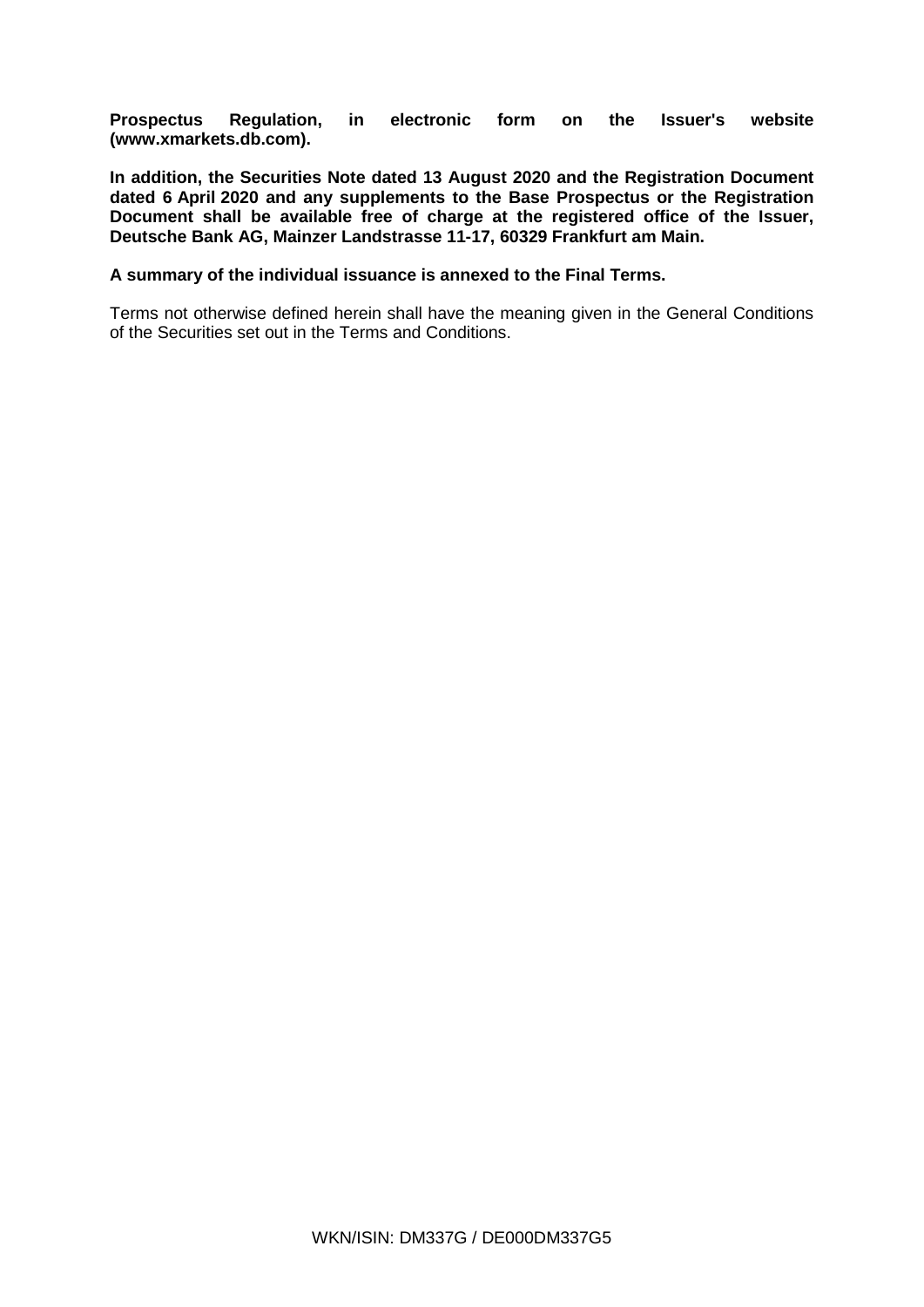**Prospectus Regulation, in electronic form on the Issuer's website (www.xmarkets.db.com).**

**In addition, the Securities Note dated 13 August 2020 and the Registration Document dated 6 April 2020 and any supplements to the Base Prospectus or the Registration Document shall be available free of charge at the registered office of the Issuer, Deutsche Bank AG, Mainzer Landstrasse 11-17, 60329 Frankfurt am Main.**

**A summary of the individual issuance is annexed to the Final Terms.**

Terms not otherwise defined herein shall have the meaning given in the General Conditions of the Securities set out in the Terms and Conditions.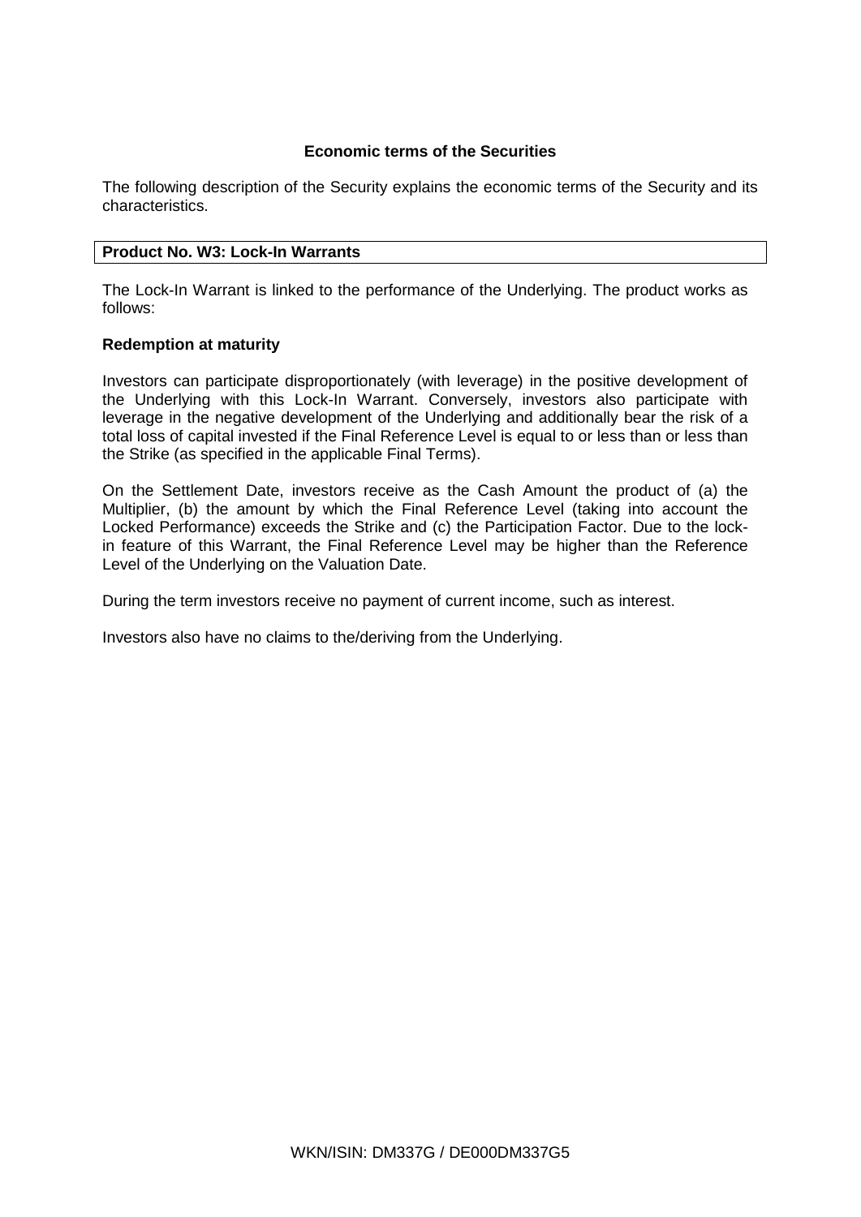## Economic terms of the Securities

The following description of the Security explains the economic terms of the Security and its characteristics.

| **Product No. W3: Lock-In Warrants** |
|---|

The Lock-In Warrant is linked to the performance of the Underlying. The product works as follows:

**Redemption at maturity**

Investors can participate disproportionately (with leverage) in the positive development of the Underlying with this Lock-In Warrant. Conversely, investors also participate with leverage in the negative development of the Underlying and additionally bear the risk of a total loss of capital invested if the Final Reference Level is equal to or less than or less than the Strike (as specified in the applicable Final Terms).

On the Settlement Date, investors receive as the Cash Amount the product of (a) the Multiplier, (b) the amount by which the Final Reference Level (taking into account the Locked Performance) exceeds the Strike and (c) the Participation Factor. Due to the lock-in feature of this Warrant, the Final Reference Level may be higher than the Reference Level of the Underlying on the Valuation Date.

During the term investors receive no payment of current income, such as interest.

Investors also have no claims to the/deriving from the Underlying.

WKN/ISIN: DM337G / DE000DM337G5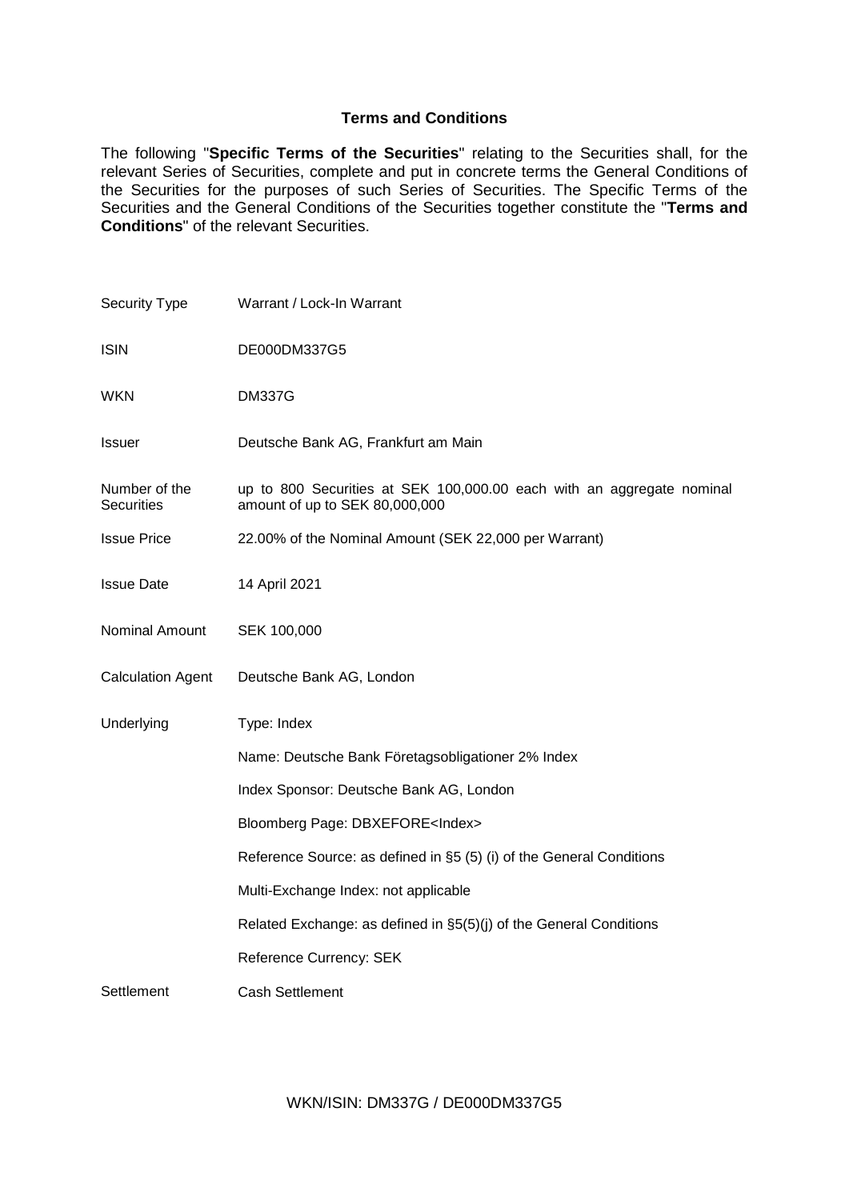## Terms and Conditions

The following "**Specific Terms of the Securities**" relating to the Securities shall, for the relevant Series of Securities, complete and put in concrete terms the General Conditions of the Securities for the purposes of such Series of Securities. The Specific Terms of the Securities and the General Conditions of the Securities together constitute the "**Terms and Conditions**" of the relevant Securities.

| | |
|---|---|
| Security Type | Warrant / Lock-In Warrant |
| ISIN | DE000DM337G5 |
| WKN | DM337G |
| Issuer | Deutsche Bank AG, Frankfurt am Main |
| Number of the Securities | up to 800 Securities at SEK 100,000.00 each with an aggregate nominal amount of up to SEK 80,000,000 |
| Issue Price | 22.00% of the Nominal Amount (SEK 22,000 per Warrant) |
| Issue Date | 14 April 2021 |
| Nominal Amount | SEK 100,000 |
| Calculation Agent | Deutsche Bank AG, London |
| Underlying | Type: Index<br>Name: Deutsche Bank Företagsobligationer 2% Index<br>Index Sponsor: Deutsche Bank AG, London<br>Bloomberg Page: DBXEFORE<Index><br>Reference Source: as defined in §5 (5) (i) of the General Conditions<br>Multi-Exchange Index: not applicable<br>Related Exchange: as defined in §5(5)(j) of the General Conditions<br>Reference Currency: SEK |
| Settlement | Cash Settlement |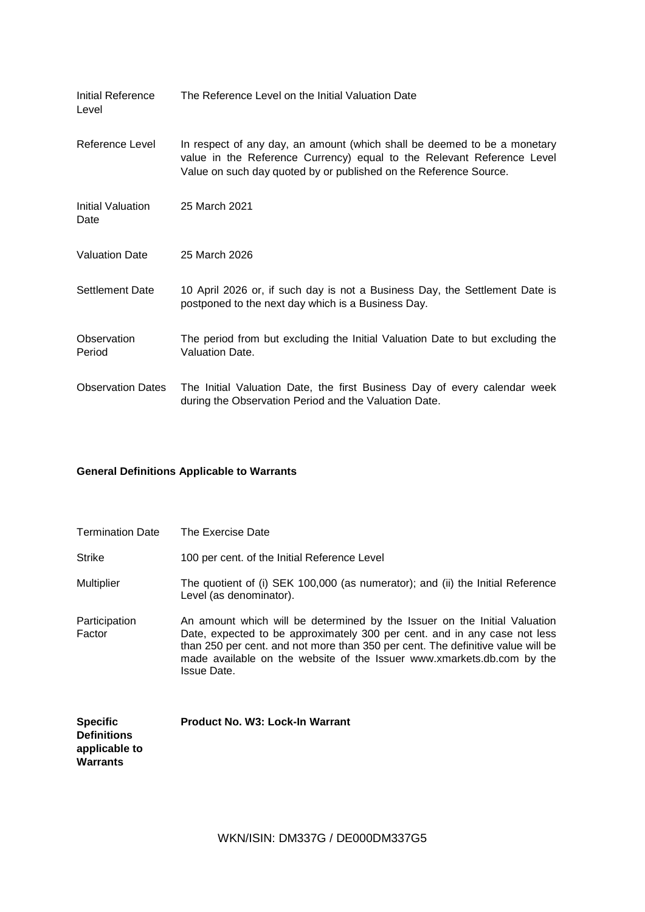| | |
|---|---|
| Initial Reference Level | The Reference Level on the Initial Valuation Date |
| Reference Level | In respect of any day, an amount (which shall be deemed to be a monetary value in the Reference Currency) equal to the Relevant Reference Level Value on such day quoted by or published on the Reference Source. |
| Initial Valuation Date | 25 March 2021 |
| Valuation Date | 25 March 2026 |
| Settlement Date | 10 April 2026 or, if such day is not a Business Day, the Settlement Date is postponed to the next day which is a Business Day. |
| Observation Period | The period from but excluding the Initial Valuation Date to but excluding the Valuation Date. |
| Observation Dates | The Initial Valuation Date, the first Business Day of every calendar week during the Observation Period and the Valuation Date. |

**General Definitions Applicable to Warrants**

| | |
|---|---|
| Termination Date | The Exercise Date |
| Strike | 100 per cent. of the Initial Reference Level |
| Multiplier | The quotient of (i) SEK 100,000 (as numerator); and (ii) the Initial Reference Level (as denominator). |
| Participation Factor | An amount which will be determined by the Issuer on the Initial Valuation Date, expected to be approximately 300 per cent. and in any case not less than 250 per cent. and not more than 350 per cent. The definitive value will be made available on the website of the Issuer www.xmarkets.db.com by the Issue Date. |

| | |
|---|---|
| **Specific Definitions applicable to Warrants** | **Product No. W3: Lock-In Warrant** |

WKN/ISIN: DM337G / DE000DM337G5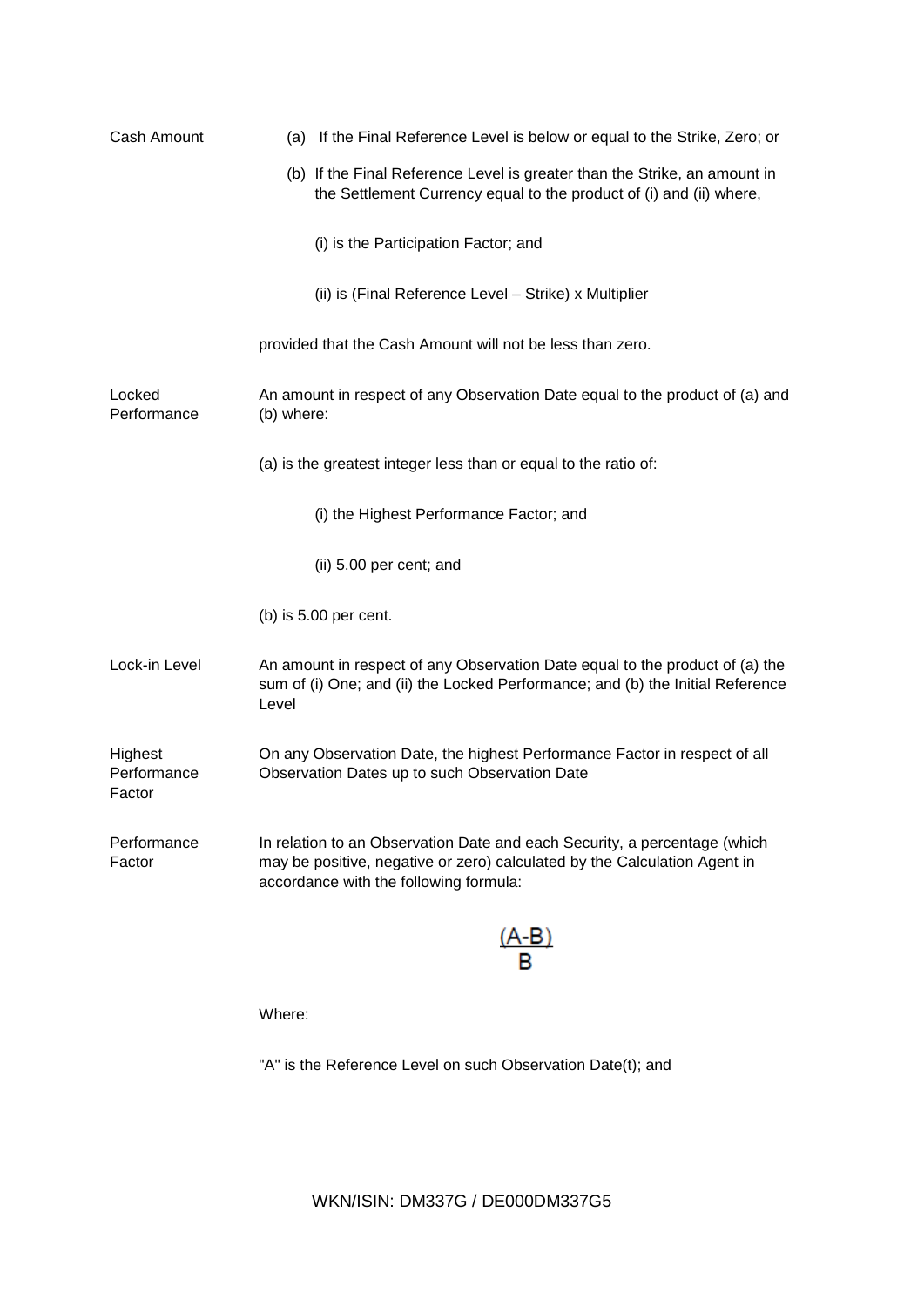| | |
|---|---|
| Cash Amount | (a) If the Final Reference Level is below or equal to the Strike, Zero; or<br><br>(b) If the Final Reference Level is greater than the Strike, an amount in the Settlement Currency equal to the product of (i) and (ii) where,<br><br>(i) is the Participation Factor; and<br><br>(ii) is (Final Reference Level – Strike) x Multiplier<br><br>provided that the Cash Amount will not be less than zero. |
| Locked Performance | An amount in respect of any Observation Date equal to the product of (a) and (b) where:<br><br>(a) is the greatest integer less than or equal to the ratio of:<br><br>(i) the Highest Performance Factor; and<br><br>(ii) 5.00 per cent; and<br><br>(b) is 5.00 per cent. |
| Lock-in Level | An amount in respect of any Observation Date equal to the product of (a) the sum of (i) One; and (ii) the Locked Performance; and (b) the Initial Reference Level |
| Highest Performance Factor | On any Observation Date, the highest Performance Factor in respect of all Observation Dates up to such Observation Date |
| Performance Factor | In relation to an Observation Date and each Security, a percentage (which may be positive, negative or zero) calculated by the Calculation Agent in accordance with the following formula:<br><br>$$\frac{(A-B)}{B}$$<br><br>Where:<br><br>"A" is the Reference Level on such Observation Date(t); and |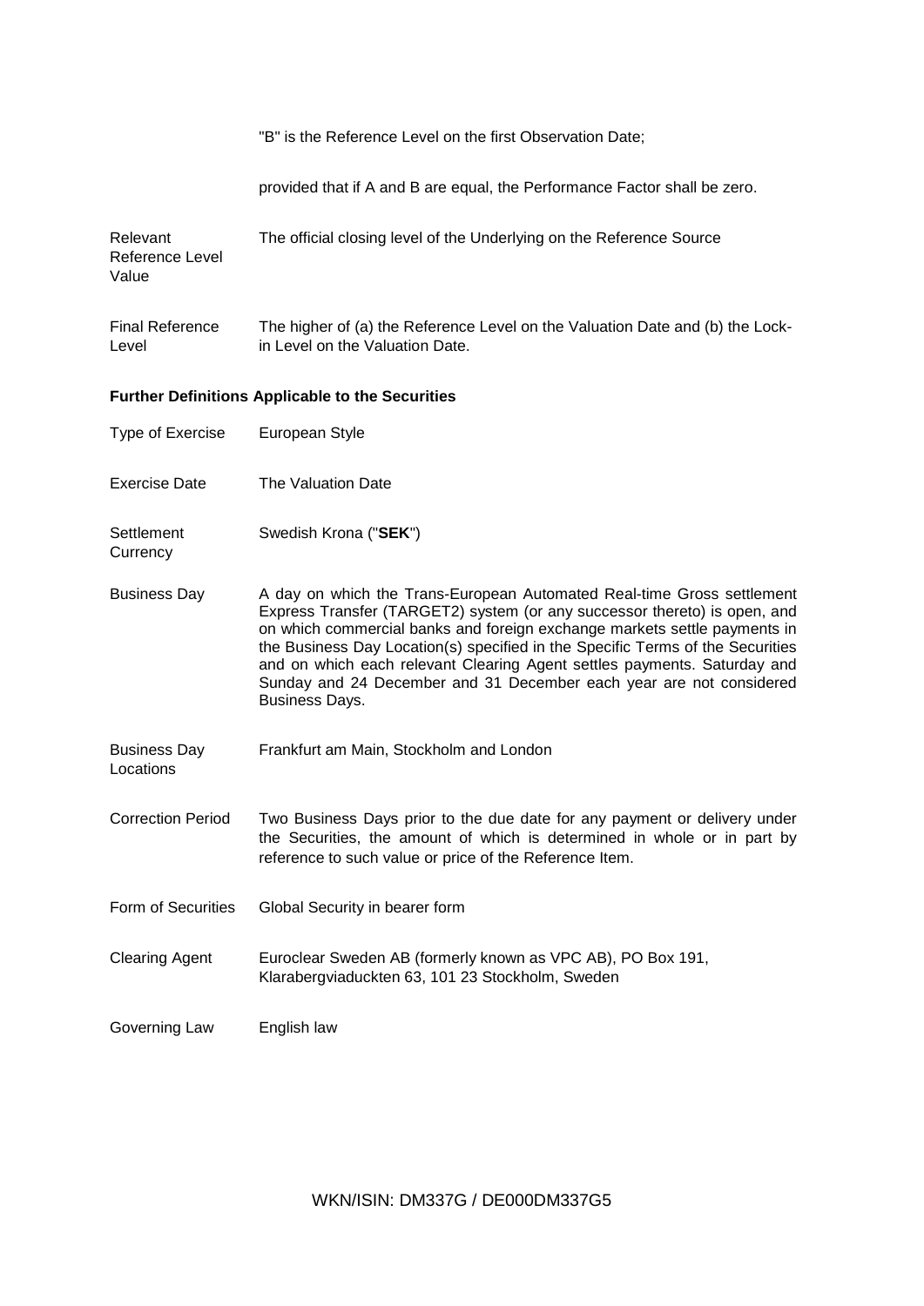| | |
|---|---|
| | "B" is the Reference Level on the first Observation Date; |
| | provided that if A and B are equal, the Performance Factor shall be zero. |
| Relevant Reference Level Value | The official closing level of the Underlying on the Reference Source |
| Final Reference Level | The higher of (a) the Reference Level on the Valuation Date and (b) the Lock-in Level on the Valuation Date. |

**Further Definitions Applicable to the Securities**

| | |
|---|---|
| Type of Exercise | European Style |
| Exercise Date | The Valuation Date |
| Settlement Currency | Swedish Krona ("**SEK**") |
| Business Day | A day on which the Trans-European Automated Real-time Gross settlement Express Transfer (TARGET2) system (or any successor thereto) is open, and on which commercial banks and foreign exchange markets settle payments in the Business Day Location(s) specified in the Specific Terms of the Securities and on which each relevant Clearing Agent settles payments. Saturday and Sunday and 24 December and 31 December each year are not considered Business Days. |
| Business Day Locations | Frankfurt am Main, Stockholm and London |
| Correction Period | Two Business Days prior to the due date for any payment or delivery under the Securities, the amount of which is determined in whole or in part by reference to such value or price of the Reference Item. |
| Form of Securities | Global Security in bearer form |
| Clearing Agent | Euroclear Sweden AB (formerly known as VPC AB), PO Box 191, Klarabergviaduckten 63, 101 23 Stockholm, Sweden |
| Governing Law | English law |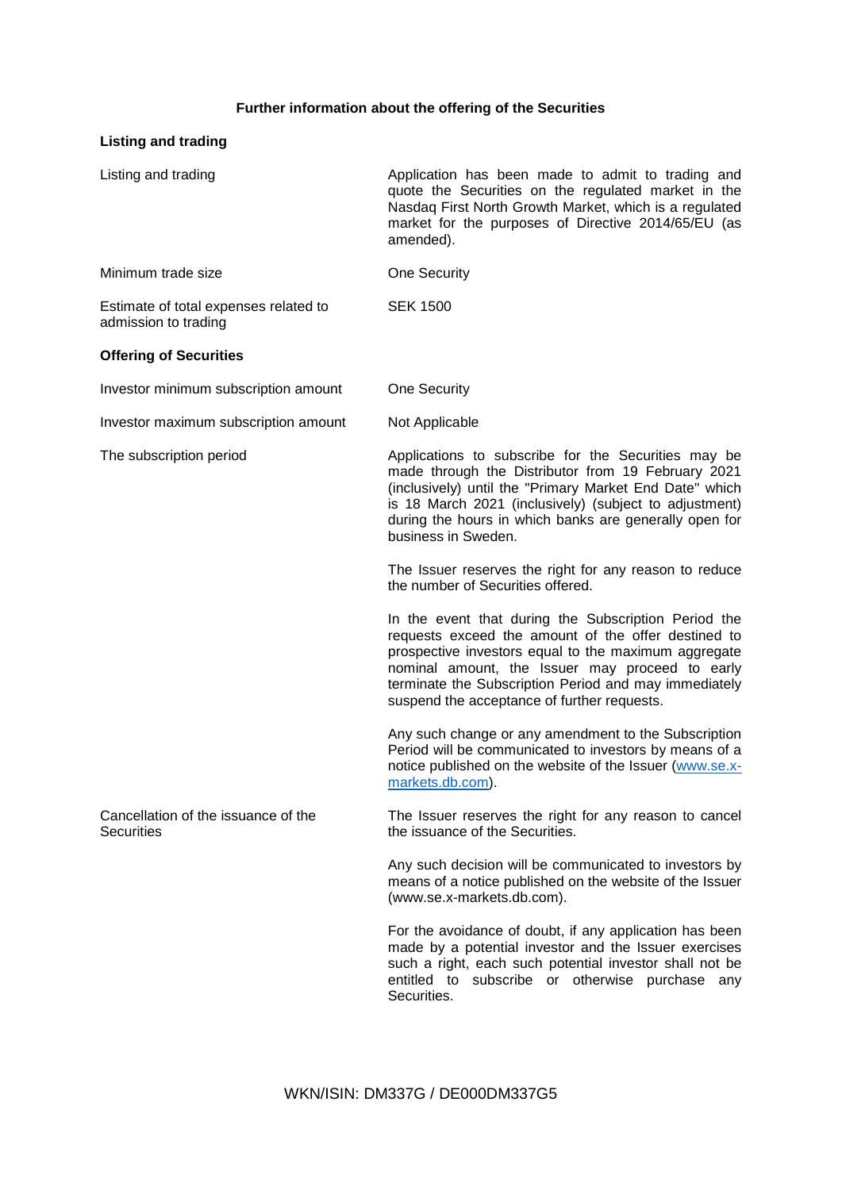## Further information about the offering of the Securities

### Listing and trading

| | |
|---|---|
| Listing and trading | Application has been made to admit to trading and quote the Securities on the regulated market in the Nasdaq First North Growth Market, which is a regulated market for the purposes of Directive 2014/65/EU (as amended). |
| Minimum trade size | One Security |
| Estimate of total expenses related to admission to trading | SEK 1500 |

### Offering of Securities

| | |
|---|---|
| Investor minimum subscription amount | One Security |
| Investor maximum subscription amount | Not Applicable |
| The subscription period | Applications to subscribe for the Securities may be made through the Distributor from 19 February 2021 (inclusively) until the "Primary Market End Date" which is 18 March 2021 (inclusively) (subject to adjustment) during the hours in which banks are generally open for business in Sweden.<br><br>The Issuer reserves the right for any reason to reduce the number of Securities offered.<br><br>In the event that during the Subscription Period the requests exceed the amount of the offer destined to prospective investors equal to the maximum aggregate nominal amount, the Issuer may proceed to early terminate the Subscription Period and may immediately suspend the acceptance of further requests.<br><br>Any such change or any amendment to the Subscription Period will be communicated to investors by means of a notice published on the website of the Issuer (www.se.x-markets.db.com). |
| Cancellation of the issuance of the Securities | The Issuer reserves the right for any reason to cancel the issuance of the Securities.<br><br>Any such decision will be communicated to investors by means of a notice published on the website of the Issuer (www.se.x-markets.db.com).<br><br>For the avoidance of doubt, if any application has been made by a potential investor and the Issuer exercises such a right, each such potential investor shall not be entitled to subscribe or otherwise purchase any Securities. |

WKN/ISIN: DM337G / DE000DM337G5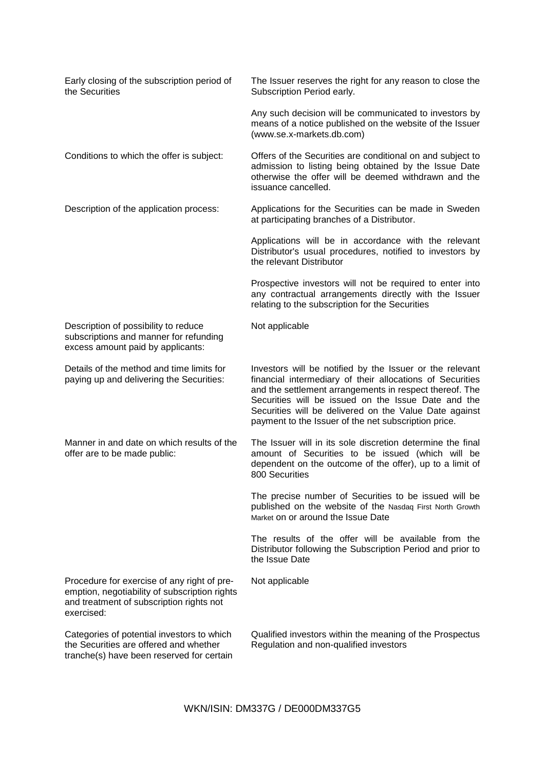| | |
|---|---|
| Early closing of the subscription period of the Securities | The Issuer reserves the right for any reason to close the Subscription Period early.<br><br>Any such decision will be communicated to investors by means of a notice published on the website of the Issuer (www.se.x-markets.db.com) |
| Conditions to which the offer is subject: | Offers of the Securities are conditional on and subject to admission to listing being obtained by the Issue Date otherwise the offer will be deemed withdrawn and the issuance cancelled. |
| Description of the application process: | Applications for the Securities can be made in Sweden at participating branches of a Distributor.<br><br>Applications will be in accordance with the relevant Distributor's usual procedures, notified to investors by the relevant Distributor<br><br>Prospective investors will not be required to enter into any contractual arrangements directly with the Issuer relating to the subscription for the Securities |
| Description of possibility to reduce subscriptions and manner for refunding excess amount paid by applicants: | Not applicable |
| Details of the method and time limits for paying up and delivering the Securities: | Investors will be notified by the Issuer or the relevant financial intermediary of their allocations of Securities and the settlement arrangements in respect thereof. The Securities will be issued on the Issue Date and the Securities will be delivered on the Value Date against payment to the Issuer of the net subscription price. |
| Manner in and date on which results of the offer are to be made public: | The Issuer will in its sole discretion determine the final amount of Securities to be issued (which will be dependent on the outcome of the offer), up to a limit of 800 Securities<br><br>The precise number of Securities to be issued will be published on the website of the Nasdaq First North Growth Market on or around the Issue Date<br><br>The results of the offer will be available from the Distributor following the Subscription Period and prior to the Issue Date |
| Procedure for exercise of any right of pre-emption, negotiability of subscription rights and treatment of subscription rights not exercised: | Not applicable |
| Categories of potential investors to which the Securities are offered and whether tranche(s) have been reserved for certain | Qualified investors within the meaning of the Prospectus Regulation and non-qualified investors |

WKN/ISIN: DM337G / DE000DM337G5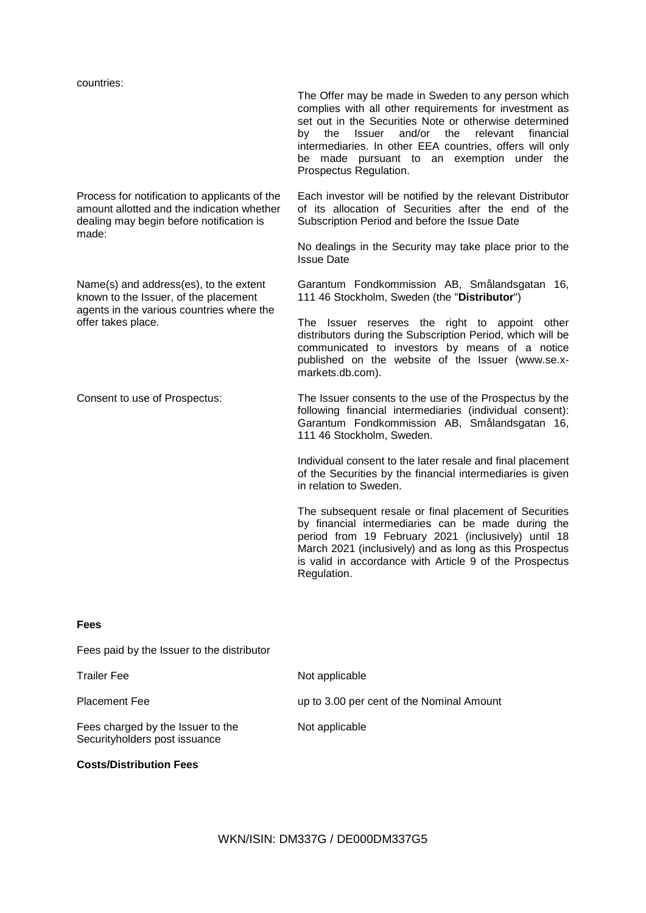| | |
|---|---|
| countries: | The Offer may be made in Sweden to any person which complies with all other requirements for investment as set out in the Securities Note or otherwise determined by the Issuer and/or the relevant financial intermediaries. In other EEA countries, offers will only be made pursuant to an exemption under the Prospectus Regulation. |
| Process for notification to applicants of the amount allotted and the indication whether dealing may begin before notification is made: | Each investor will be notified by the relevant Distributor of its allocation of Securities after the end of the Subscription Period and before the Issue Date<br><br>No dealings in the Security may take place prior to the Issue Date |
| Name(s) and address(es), to the extent known to the Issuer, of the placement agents in the various countries where the offer takes place. | Garantum Fondkommission AB, Smålandsgatan 16, 111 46 Stockholm, Sweden (the "**Distributor**")<br><br>The Issuer reserves the right to appoint other distributors during the Subscription Period, which will be communicated to investors by means of a notice published on the website of the Issuer (www.se.x-markets.db.com). |
| Consent to use of Prospectus: | The Issuer consents to the use of the Prospectus by the following financial intermediaries (individual consent): Garantum Fondkommission AB, Smålandsgatan 16, 111 46 Stockholm, Sweden.<br><br>Individual consent to the later resale and final placement of the Securities by the financial intermediaries is given in relation to Sweden.<br><br>The subsequent resale or final placement of Securities by financial intermediaries can be made during the period from 19 February 2021 (inclusively) until 18 March 2021 (inclusively) and as long as this Prospectus is valid in accordance with Article 9 of the Prospectus Regulation. |

**Fees**

| | |
|---|---|
| Fees paid by the Issuer to the distributor | |
| Trailer Fee | Not applicable |
| Placement Fee | up to 3.00 per cent of the Nominal Amount |
| Fees charged by the Issuer to the Securityholders post issuance | Not applicable |

**Costs/Distribution Fees**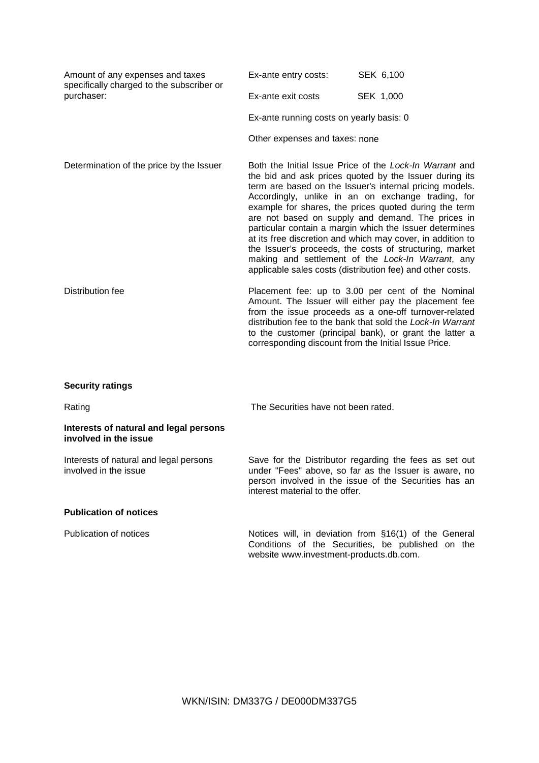| | |
|---|---|
| Amount of any expenses and taxes specifically charged to the subscriber or purchaser: | Ex-ante entry costs: SEK 6,100<br><br>Ex-ante exit costs SEK 1,000<br><br>Ex-ante running costs on yearly basis: 0<br><br>Other expenses and taxes: none |
| Determination of the price by the Issuer | Both the Initial Issue Price of the *Lock-In Warrant* and the bid and ask prices quoted by the Issuer during its term are based on the Issuer's internal pricing models. Accordingly, unlike in an on exchange trading, for example for shares, the prices quoted during the term are not based on supply and demand. The prices in particular contain a margin which the Issuer determines at its free discretion and which may cover, in addition to the Issuer's proceeds, the costs of structuring, market making and settlement of the *Lock-In Warrant*, any applicable sales costs (distribution fee) and other costs. |
| Distribution fee | Placement fee: up to 3.00 per cent of the Nominal Amount. The Issuer will either pay the placement fee from the issue proceeds as a one-off turnover-related distribution fee to the bank that sold the *Lock-In Warrant* to the customer (principal bank), or grant the latter a corresponding discount from the Initial Issue Price. |

**Security ratings**

| | |
|---|---|
| Rating | The Securities have not been rated. |

**Interests of natural and legal persons involved in the issue**

| | |
|---|---|
| Interests of natural and legal persons involved in the issue | Save for the Distributor regarding the fees as set out under "Fees" above, so far as the Issuer is aware, no person involved in the issue of the Securities has an interest material to the offer. |

**Publication of notices**

| | |
|---|---|
| Publication of notices | Notices will, in deviation from §16(1) of the General Conditions of the Securities, be published on the website www.investment-products.db.com. |

WKN/ISIN: DM337G / DE000DM337G5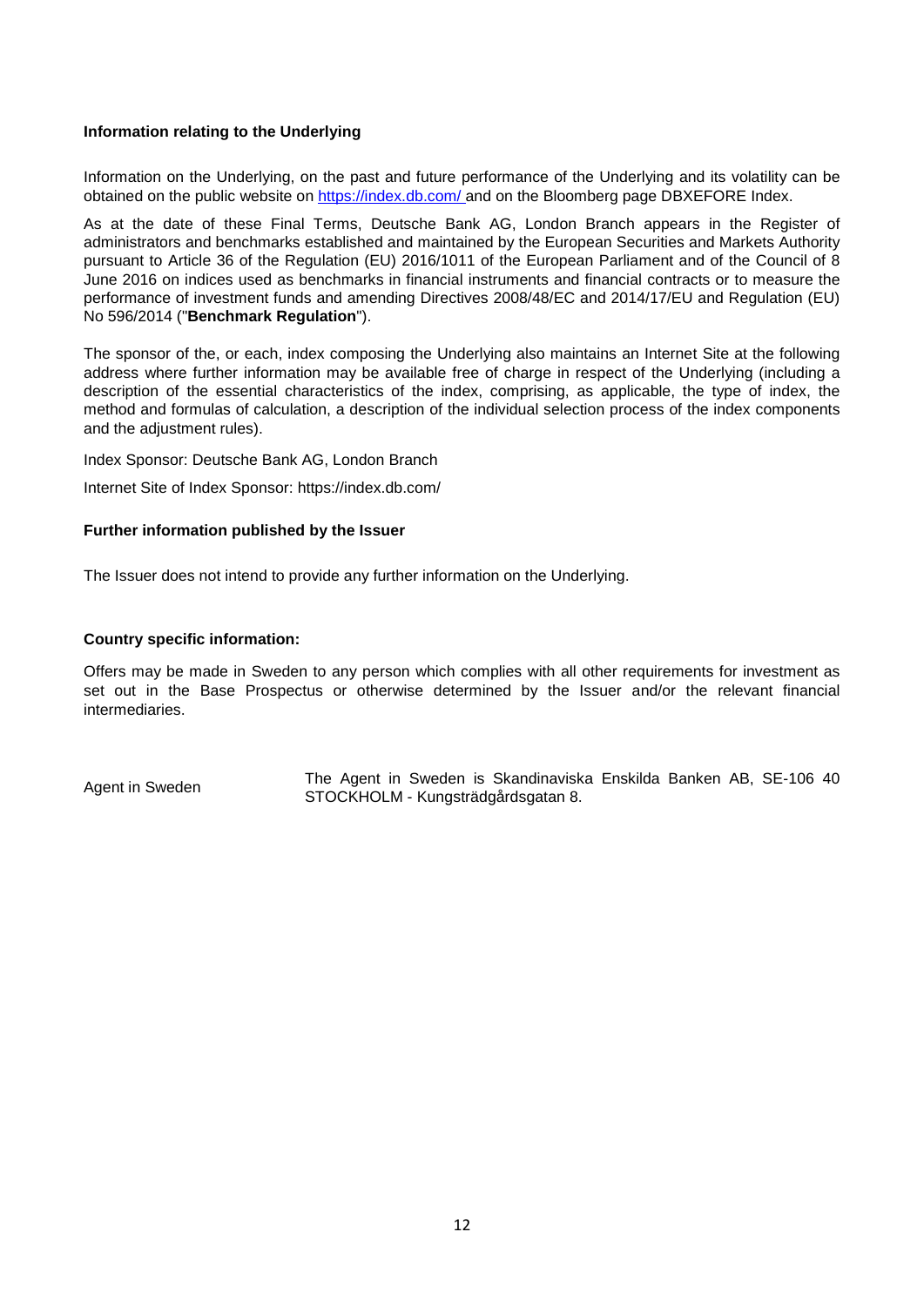**Information relating to the Underlying**

Information on the Underlying, on the past and future performance of the Underlying and its volatility can be obtained on the public website on https://index.db.com/ and on the Bloomberg page DBXEFORE Index.

As at the date of these Final Terms, Deutsche Bank AG, London Branch appears in the Register of administrators and benchmarks established and maintained by the European Securities and Markets Authority pursuant to Article 36 of the Regulation (EU) 2016/1011 of the European Parliament and of the Council of 8 June 2016 on indices used as benchmarks in financial instruments and financial contracts or to measure the performance of investment funds and amending Directives 2008/48/EC and 2014/17/EU and Regulation (EU) No 596/2014 ("**Benchmark Regulation**").

The sponsor of the, or each, index composing the Underlying also maintains an Internet Site at the following address where further information may be available free of charge in respect of the Underlying (including a description of the essential characteristics of the index, comprising, as applicable, the type of index, the method and formulas of calculation, a description of the individual selection process of the index components and the adjustment rules).

Index Sponsor: Deutsche Bank AG, London Branch

Internet Site of Index Sponsor: https://index.db.com/

**Further information published by the Issuer**

The Issuer does not intend to provide any further information on the Underlying.

**Country specific information:**

Offers may be made in Sweden to any person which complies with all other requirements for investment as set out in the Base Prospectus or otherwise determined by the Issuer and/or the relevant financial intermediaries.

| | |
|---|---|
| Agent in Sweden | The Agent in Sweden is Skandinaviska Enskilda Banken AB, SE-106 40 STOCKHOLM - Kungsträdgårdsgatan 8. |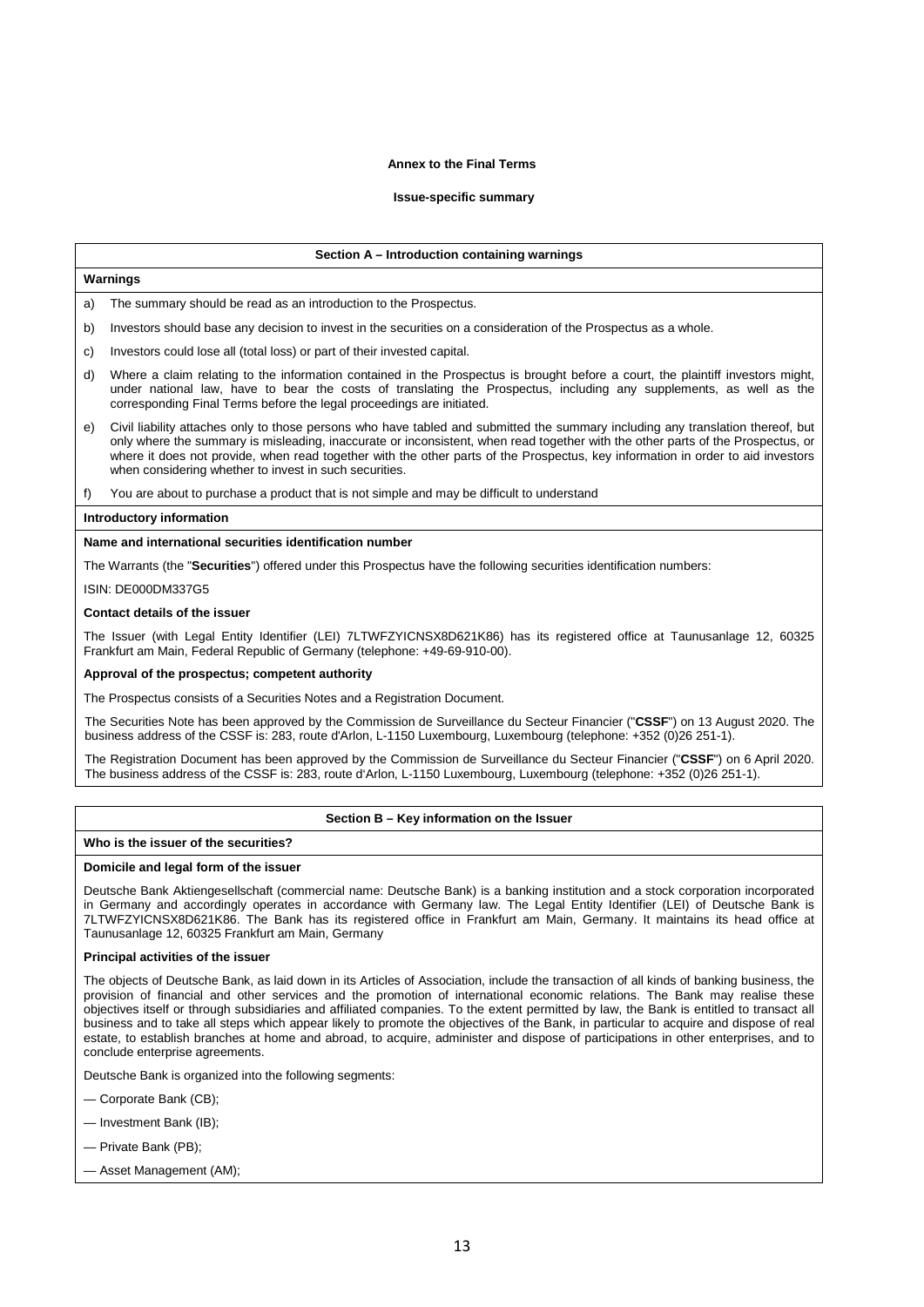**Annex to the Final Terms**

**Issue-specific summary**

## Section A – Introduction containing warnings

**Warnings**

a) The summary should be read as an introduction to the Prospectus.

b) Investors should base any decision to invest in the securities on a consideration of the Prospectus as a whole.

c) Investors could lose all (total loss) or part of their invested capital.

d) Where a claim relating to the information contained in the Prospectus is brought before a court, the plaintiff investors might, under national law, have to bear the costs of translating the Prospectus, including any supplements, as well as the corresponding Final Terms before the legal proceedings are initiated.

e) Civil liability attaches only to those persons who have tabled and submitted the summary including any translation thereof, but only where the summary is misleading, inaccurate or inconsistent, when read together with the other parts of the Prospectus, or where it does not provide, when read together with the other parts of the Prospectus, key information in order to aid investors when considering whether to invest in such securities.

f) You are about to purchase a product that is not simple and may be difficult to understand

**Introductory information**

**Name and international securities identification number**

The Warrants (the "**Securities**") offered under this Prospectus have the following securities identification numbers:

ISIN: DE000DM337G5

**Contact details of the issuer**

The Issuer (with Legal Entity Identifier (LEI) 7LTWFZYICNSX8D621K86) has its registered office at Taunusanlage 12, 60325 Frankfurt am Main, Federal Republic of Germany (telephone: +49-69-910-00).

**Approval of the prospectus; competent authority**

The Prospectus consists of a Securities Notes and a Registration Document.

The Securities Note has been approved by the Commission de Surveillance du Secteur Financier ("**CSSF**") on 13 August 2020. The business address of the CSSF is: 283, route d'Arlon, L-1150 Luxembourg, Luxembourg (telephone: +352 (0)26 251-1).

The Registration Document has been approved by the Commission de Surveillance du Secteur Financier ("**CSSF**") on 6 April 2020. The business address of the CSSF is: 283, route d'Arlon, L-1150 Luxembourg, Luxembourg (telephone: +352 (0)26 251-1).

## Section B – Key information on the Issuer

**Who is the issuer of the securities?**

**Domicile and legal form of the issuer**

Deutsche Bank Aktiengesellschaft (commercial name: Deutsche Bank) is a banking institution and a stock corporation incorporated in Germany and accordingly operates in accordance with Germany law. The Legal Entity Identifier (LEI) of Deutsche Bank is 7LTWFZYICNSX8D621K86. The Bank has its registered office in Frankfurt am Main, Germany. It maintains its head office at Taunusanlage 12, 60325 Frankfurt am Main, Germany

**Principal activities of the issuer**

The objects of Deutsche Bank, as laid down in its Articles of Association, include the transaction of all kinds of banking business, the provision of financial and other services and the promotion of international economic relations. The Bank may realise these objectives itself or through subsidiaries and affiliated companies. To the extent permitted by law, the Bank is entitled to transact all business and to take all steps which appear likely to promote the objectives of the Bank, in particular to acquire and dispose of real estate, to establish branches at home and abroad, to acquire, administer and dispose of participations in other enterprises, and to conclude enterprise agreements.

Deutsche Bank is organized into the following segments:

— Corporate Bank (CB);

— Investment Bank (IB);

— Private Bank (PB);

— Asset Management (AM);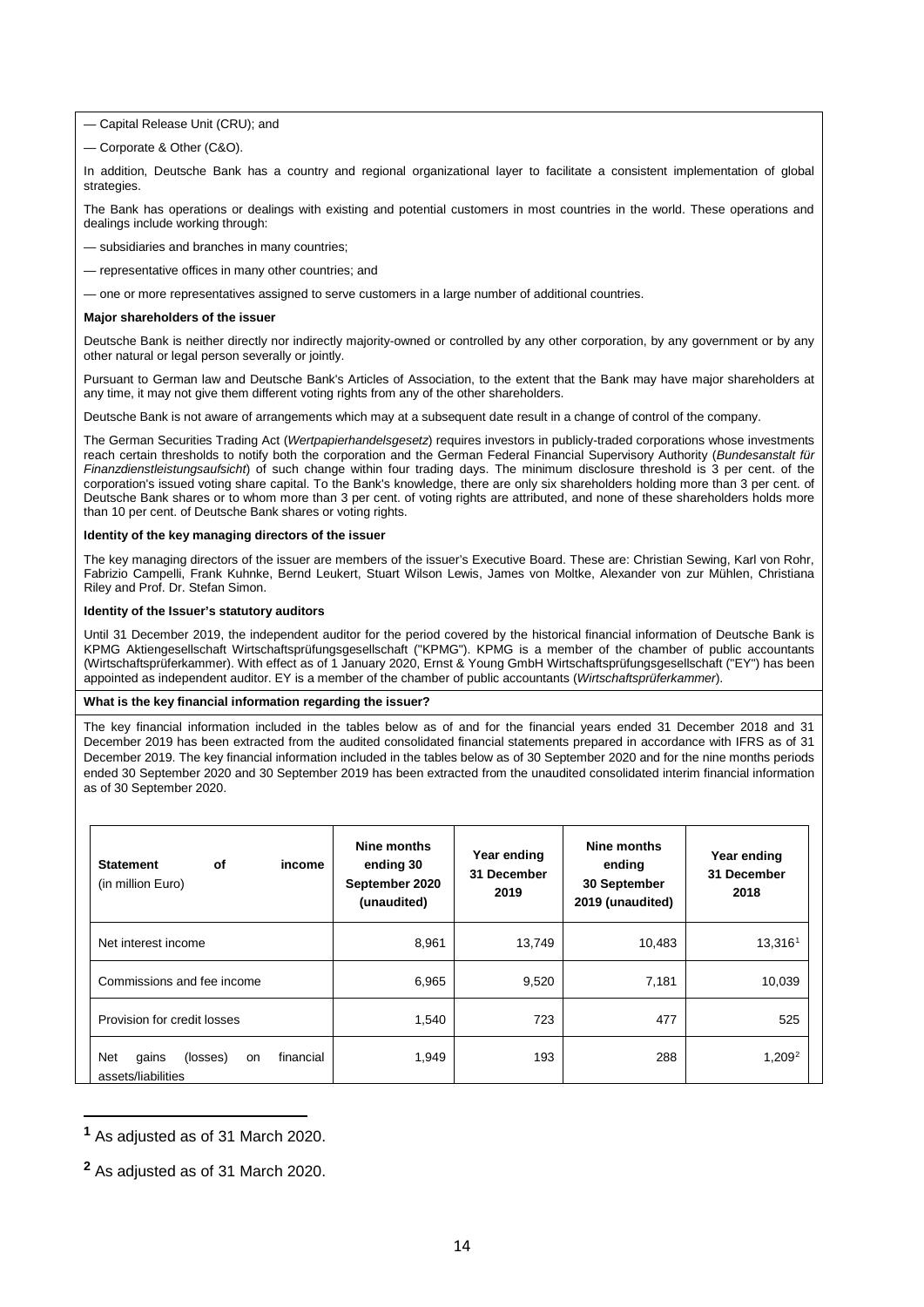— Capital Release Unit (CRU); and

— Corporate & Other (C&O).

In addition, Deutsche Bank has a country and regional organizational layer to facilitate a consistent implementation of global strategies.

The Bank has operations or dealings with existing and potential customers in most countries in the world. These operations and dealings include working through:

— subsidiaries and branches in many countries;

— representative offices in many other countries; and

— one or more representatives assigned to serve customers in a large number of additional countries.

**Major shareholders of the issuer**

Deutsche Bank is neither directly nor indirectly majority-owned or controlled by any other corporation, by any government or by any other natural or legal person severally or jointly.

Pursuant to German law and Deutsche Bank's Articles of Association, to the extent that the Bank may have major shareholders at any time, it may not give them different voting rights from any of the other shareholders.

Deutsche Bank is not aware of arrangements which may at a subsequent date result in a change of control of the company.

The German Securities Trading Act (*Wertpapierhandelsgesetz*) requires investors in publicly-traded corporations whose investments reach certain thresholds to notify both the corporation and the German Federal Financial Supervisory Authority (*Bundesanstalt für Finanzdienstleistungsaufsicht*) of such change within four trading days. The minimum disclosure threshold is 3 per cent. of the corporation's issued voting share capital. To the Bank's knowledge, there are only six shareholders holding more than 3 per cent. of Deutsche Bank shares or to whom more than 3 per cent. of voting rights are attributed, and none of these shareholders holds more than 10 per cent. of Deutsche Bank shares or voting rights.

**Identity of the key managing directors of the issuer**

The key managing directors of the issuer are members of the issuer's Executive Board. These are: Christian Sewing, Karl von Rohr, Fabrizio Campelli, Frank Kuhnke, Bernd Leukert, Stuart Wilson Lewis, James von Moltke, Alexander von zur Mühlen, Christiana Riley and Prof. Dr. Stefan Simon.

**Identity of the Issuer's statutory auditors**

Until 31 December 2019, the independent auditor for the period covered by the historical financial information of Deutsche Bank is KPMG Aktiengesellschaft Wirtschaftsprüfungsgesellschaft ("KPMG"). KPMG is a member of the chamber of public accountants (Wirtschaftsprüferkammer). With effect as of 1 January 2020, Ernst & Young GmbH Wirtschaftsprüfungsgesellschaft ("EY") has been appointed as independent auditor. EY is a member of the chamber of public accountants (*Wirtschaftsprüferkammer*).

**What is the key financial information regarding the issuer?**

The key financial information included in the tables below as of and for the financial years ended 31 December 2018 and 31 December 2019 has been extracted from the audited consolidated financial statements prepared in accordance with IFRS as of 31 December 2019. The key financial information included in the tables below as of 30 September 2020 and for the nine months periods ended 30 September 2020 and 30 September 2019 has been extracted from the unaudited consolidated interim financial information as of 30 September 2020.

| **Statement of income** (in million Euro) | **Nine months ending 30 September 2020 (unaudited)** | **Year ending 31 December 2019** | **Nine months ending 30 September 2019 (unaudited)** | **Year ending 31 December 2018** |
|---|---|---|---|---|
| Net interest income | 8,961 | 13,749 | 10,483 | 13,316[1] |
| Commissions and fee income | 6,965 | 9,520 | 7,181 | 10,039 |
| Provision for credit losses | 1,540 | 723 | 477 | 525 |
| Net gains (losses) on financial assets/liabilities | 1,949 | 193 | 288 | 1,209[2] |

[1] As adjusted as of 31 March 2020.

[2] As adjusted as of 31 March 2020.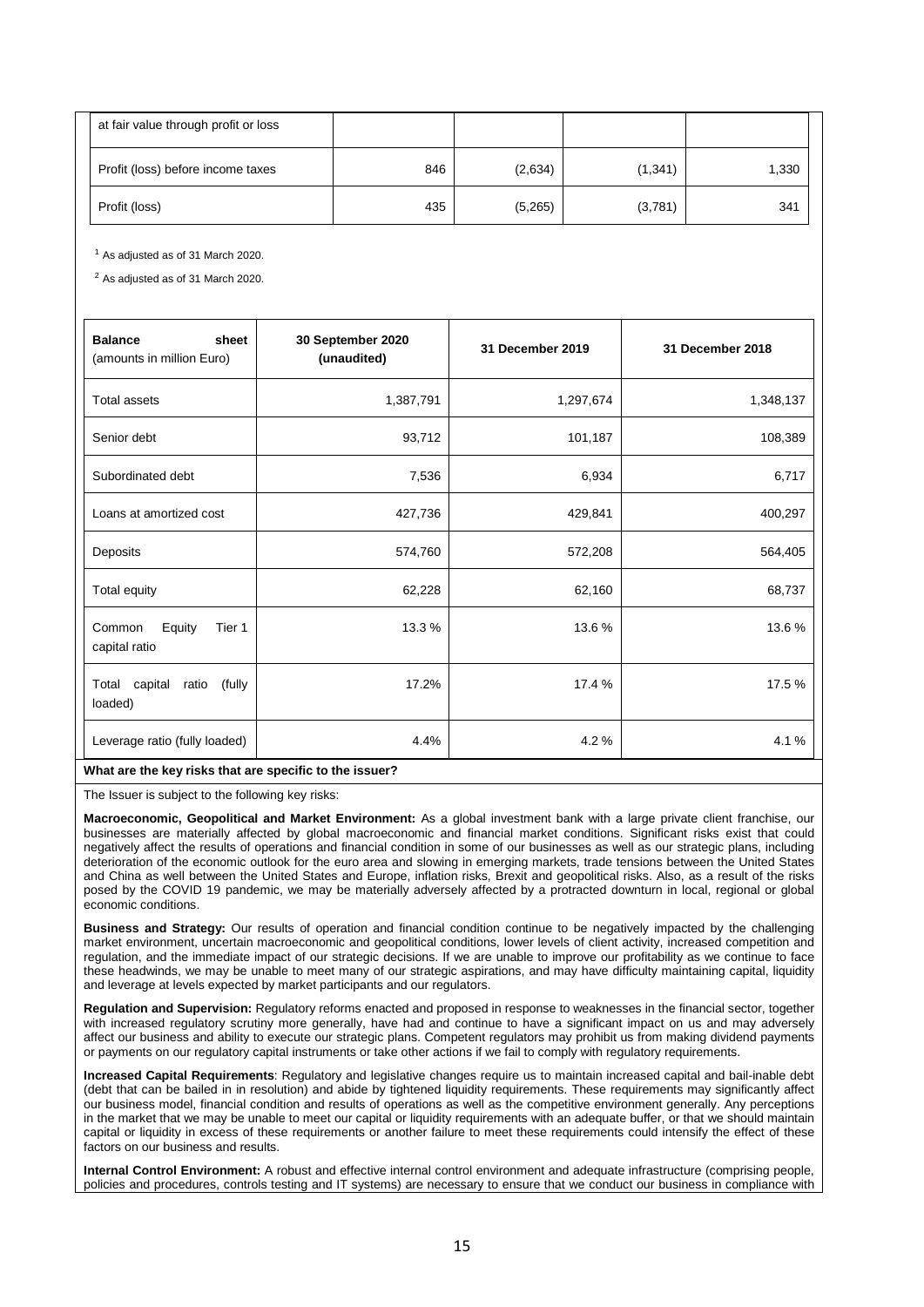| | | | | |
|---|---|---|---|---|
| at fair value through profit or loss | | | | |
| Profit (loss) before income taxes | 846 | (2,634) | (1,341) | 1,330 |
| Profit (loss) | 435 | (5,265) | (3,781) | 341 |

[1] As adjusted as of 31 March 2020.

[2] As adjusted as of 31 March 2020.

| **Balance sheet** (amounts in million Euro) | **30 September 2020 (unaudited)** | **31 December 2019** | **31 December 2018** |
|---|---|---|---|
| Total assets | 1,387,791 | 1,297,674 | 1,348,137 |
| Senior debt | 93,712 | 101,187 | 108,389 |
| Subordinated debt | 7,536 | 6,934 | 6,717 |
| Loans at amortized cost | 427,736 | 429,841 | 400,297 |
| Deposits | 574,760 | 572,208 | 564,405 |
| Total equity | 62,228 | 62,160 | 68,737 |
| Common Equity Tier 1 capital ratio | 13.3 % | 13.6 % | 13.6 % |
| Total capital ratio (fully loaded) | 17.2% | 17.4 % | 17.5 % |
| Leverage ratio (fully loaded) | 4.4% | 4.2 % | 4.1 % |

**What are the key risks that are specific to the issuer?**

The Issuer is subject to the following key risks:

**Macroeconomic, Geopolitical and Market Environment:** As a global investment bank with a large private client franchise, our businesses are materially affected by global macroeconomic and financial market conditions. Significant risks exist that could negatively affect the results of operations and financial condition in some of our businesses as well as our strategic plans, including deterioration of the economic outlook for the euro area and slowing in emerging markets, trade tensions between the United States and China as well between the United States and Europe, inflation risks, Brexit and geopolitical risks. Also, as a result of the risks posed by the COVID 19 pandemic, we may be materially adversely affected by a protracted downturn in local, regional or global economic conditions.

**Business and Strategy:** Our results of operation and financial condition continue to be negatively impacted by the challenging market environment, uncertain macroeconomic and geopolitical conditions, lower levels of client activity, increased competition and regulation, and the immediate impact of our strategic decisions. If we are unable to improve our profitability as we continue to face these headwinds, we may be unable to meet many of our strategic aspirations, and may have difficulty maintaining capital, liquidity and leverage at levels expected by market participants and our regulators.

**Regulation and Supervision:** Regulatory reforms enacted and proposed in response to weaknesses in the financial sector, together with increased regulatory scrutiny more generally, have had and continue to have a significant impact on us and may adversely affect our business and ability to execute our strategic plans. Competent regulators may prohibit us from making dividend payments or payments on our regulatory capital instruments or take other actions if we fail to comply with regulatory requirements.

**Increased Capital Requirements**: Regulatory and legislative changes require us to maintain increased capital and bail-inable debt (debt that can be bailed in in resolution) and abide by tightened liquidity requirements. These requirements may significantly affect our business model, financial condition and results of operations as well as the competitive environment generally. Any perceptions in the market that we may be unable to meet our capital or liquidity requirements with an adequate buffer, or that we should maintain capital or liquidity in excess of these requirements or another failure to meet these requirements could intensify the effect of these factors on our business and results.

**Internal Control Environment:** A robust and effective internal control environment and adequate infrastructure (comprising people, policies and procedures, controls testing and IT systems) are necessary to ensure that we conduct our business in compliance with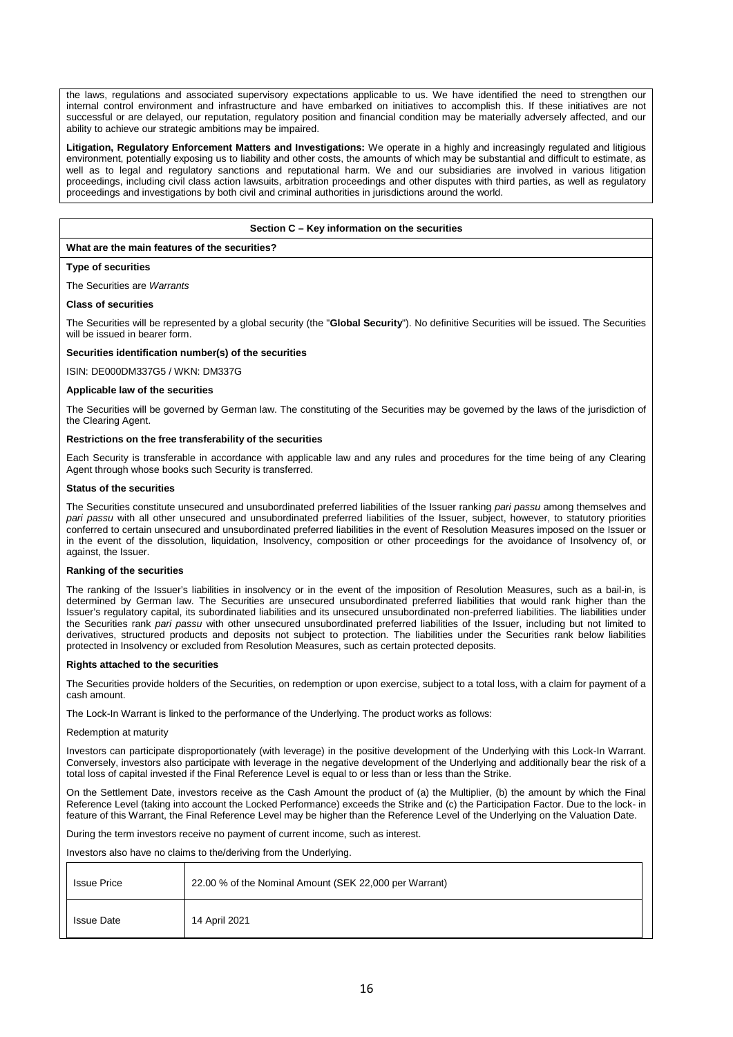the laws, regulations and associated supervisory expectations applicable to us. We have identified the need to strengthen our internal control environment and infrastructure and have embarked on initiatives to accomplish this. If these initiatives are not successful or are delayed, our reputation, regulatory position and financial condition may be materially adversely affected, and our ability to achieve our strategic ambitions may be impaired.

**Litigation, Regulatory Enforcement Matters and Investigations:** We operate in a highly and increasingly regulated and litigious environment, potentially exposing us to liability and other costs, the amounts of which may be substantial and difficult to estimate, as well as to legal and regulatory sanctions and reputational harm. We and our subsidiaries are involved in various litigation proceedings, including civil class action lawsuits, arbitration proceedings and other disputes with third parties, as well as regulatory proceedings and investigations by both civil and criminal authorities in jurisdictions around the world.

## Section C – Key information on the securities

**What are the main features of the securities?**

**Type of securities**

The Securities are *Warrants*

**Class of securities**

The Securities will be represented by a global security (the "**Global Security**"). No definitive Securities will be issued. The Securities will be issued in bearer form.

**Securities identification number(s) of the securities**

ISIN: DE000DM337G5 / WKN: DM337G

**Applicable law of the securities**

The Securities will be governed by German law. The constituting of the Securities may be governed by the laws of the jurisdiction of the Clearing Agent.

**Restrictions on the free transferability of the securities**

Each Security is transferable in accordance with applicable law and any rules and procedures for the time being of any Clearing Agent through whose books such Security is transferred.

**Status of the securities**

The Securities constitute unsecured and unsubordinated preferred liabilities of the Issuer ranking *pari passu* among themselves and *pari passu* with all other unsecured and unsubordinated preferred liabilities of the Issuer, subject, however, to statutory priorities conferred to certain unsecured and unsubordinated preferred liabilities in the event of Resolution Measures imposed on the Issuer or in the event of the dissolution, liquidation, Insolvency, composition or other proceedings for the avoidance of Insolvency of, or against, the Issuer.

**Ranking of the securities**

The ranking of the Issuer's liabilities in insolvency or in the event of the imposition of Resolution Measures, such as a bail-in, is determined by German law. The Securities are unsecured unsubordinated preferred liabilities that would rank higher than the Issuer's regulatory capital, its subordinated liabilities and its unsecured unsubordinated non-preferred liabilities. The liabilities under the Securities rank *pari passu* with other unsecured unsubordinated preferred liabilities of the Issuer, including but not limited to derivatives, structured products and deposits not subject to protection. The liabilities under the Securities rank below liabilities protected in Insolvency or excluded from Resolution Measures, such as certain protected deposits.

**Rights attached to the securities**

The Securities provide holders of the Securities, on redemption or upon exercise, subject to a total loss, with a claim for payment of a cash amount.

The Lock-In Warrant is linked to the performance of the Underlying. The product works as follows:

Redemption at maturity

Investors can participate disproportionately (with leverage) in the positive development of the Underlying with this Lock-In Warrant. Conversely, investors also participate with leverage in the negative development of the Underlying and additionally bear the risk of a total loss of capital invested if the Final Reference Level is equal to or less than or less than the Strike.

On the Settlement Date, investors receive as the Cash Amount the product of (a) the Multiplier, (b) the amount by which the Final Reference Level (taking into account the Locked Performance) exceeds the Strike and (c) the Participation Factor. Due to the lock- in feature of this Warrant, the Final Reference Level may be higher than the Reference Level of the Underlying on the Valuation Date.

During the term investors receive no payment of current income, such as interest.

Investors also have no claims to the/deriving from the Underlying.

| | |
|---|---|
| Issue Price | 22.00 % of the Nominal Amount (SEK 22,000 per Warrant) |
| Issue Date | 14 April 2021 |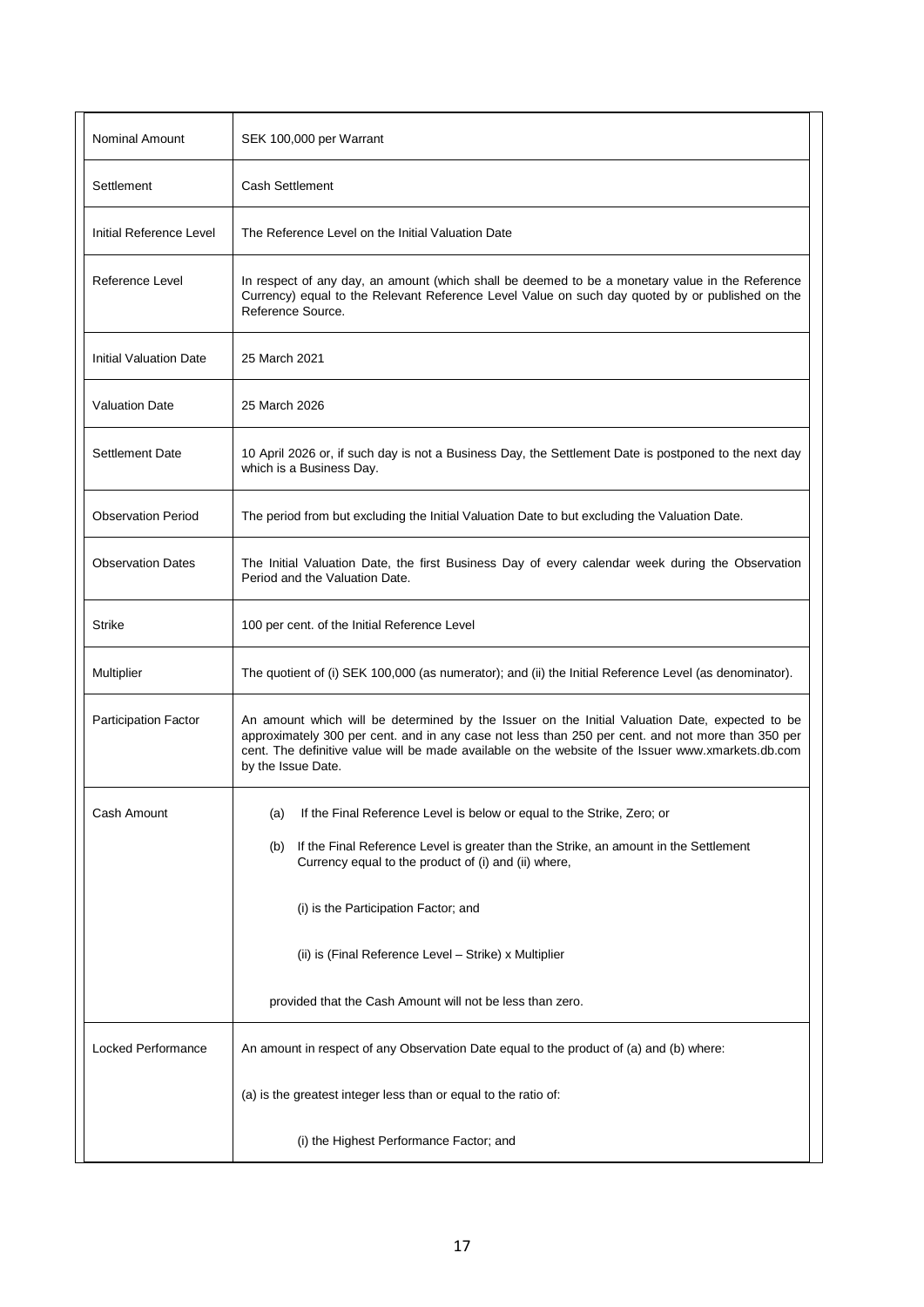| | |
|---|---|
| Nominal Amount | SEK 100,000 per Warrant |
| Settlement | Cash Settlement |
| Initial Reference Level | The Reference Level on the Initial Valuation Date |
| Reference Level | In respect of any day, an amount (which shall be deemed to be a monetary value in the Reference Currency) equal to the Relevant Reference Level Value on such day quoted by or published on the Reference Source. |
| Initial Valuation Date | 25 March 2021 |
| Valuation Date | 25 March 2026 |
| Settlement Date | 10 April 2026 or, if such day is not a Business Day, the Settlement Date is postponed to the next day which is a Business Day. |
| Observation Period | The period from but excluding the Initial Valuation Date to but excluding the Valuation Date. |
| Observation Dates | The Initial Valuation Date, the first Business Day of every calendar week during the Observation Period and the Valuation Date. |
| Strike | 100 per cent. of the Initial Reference Level |
| Multiplier | The quotient of (i) SEK 100,000 (as numerator); and (ii) the Initial Reference Level (as denominator). |
| Participation Factor | An amount which will be determined by the Issuer on the Initial Valuation Date, expected to be approximately 300 per cent. and in any case not less than 250 per cent. and not more than 350 per cent. The definitive value will be made available on the website of the Issuer www.xmarkets.db.com by the Issue Date. |
| Cash Amount | (a) If the Final Reference Level is below or equal to the Strike, Zero; or<br><br>(b) If the Final Reference Level is greater than the Strike, an amount in the Settlement Currency equal to the product of (i) and (ii) where,<br><br>(i) is the Participation Factor; and<br><br>(ii) is (Final Reference Level – Strike) x Multiplier<br><br>provided that the Cash Amount will not be less than zero. |
| Locked Performance | An amount in respect of any Observation Date equal to the product of (a) and (b) where:<br><br>(a) is the greatest integer less than or equal to the ratio of:<br><br>(i) the Highest Performance Factor; and |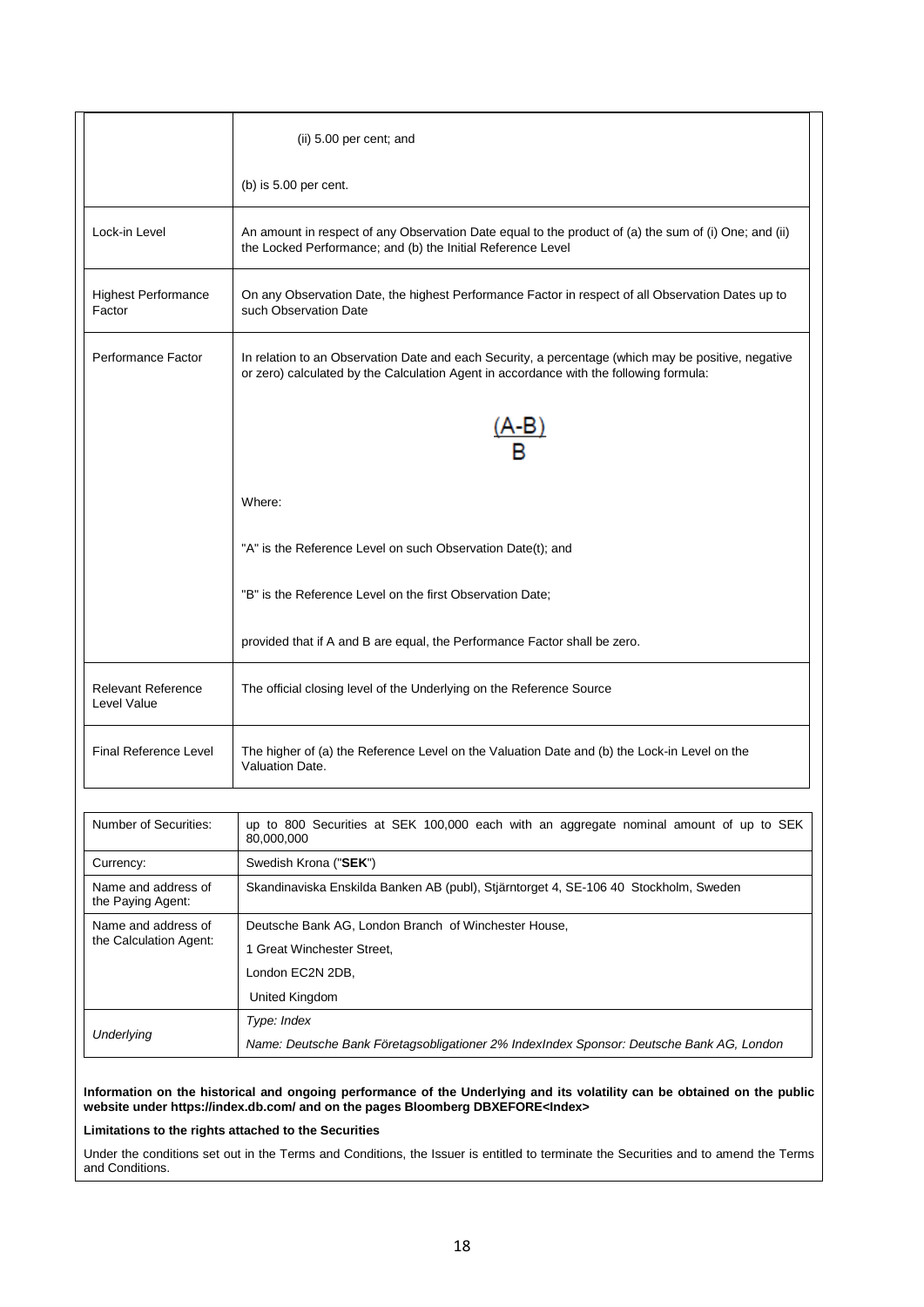| | |
|---|---|
| | (ii) 5.00 per cent; and<br><br>(b) is 5.00 per cent. |
| Lock-in Level | An amount in respect of any Observation Date equal to the product of (a) the sum of (i) One; and (ii) the Locked Performance; and (b) the Initial Reference Level |
| Highest Performance Factor | On any Observation Date, the highest Performance Factor in respect of all Observation Dates up to such Observation Date |
| Performance Factor | In relation to an Observation Date and each Security, a percentage (which may be positive, negative or zero) calculated by the Calculation Agent in accordance with the following formula:<br><br>$\frac{(A-B)}{B}$<br><br>Where:<br><br>"A" is the Reference Level on such Observation Date(t); and<br><br>"B" is the Reference Level on the first Observation Date;<br><br>provided that if A and B are equal, the Performance Factor shall be zero. |
| Relevant Reference Level Value | The official closing level of the Underlying on the Reference Source |
| Final Reference Level | The higher of (a) the Reference Level on the Valuation Date and (b) the Lock-in Level on the Valuation Date. |

| | |
|---|---|
| Number of Securities: | up to 800 Securities at SEK 100,000 each with an aggregate nominal amount of up to SEK 80,000,000 |
| Currency: | Swedish Krona ("**SEK**") |
| Name and address of the Paying Agent: | Skandinaviska Enskilda Banken AB (publ), Stjärntorget 4, SE-106 40 Stockholm, Sweden |
| Name and address of the Calculation Agent: | Deutsche Bank AG, London Branch of Winchester House,<br>1 Great Winchester Street,<br>London EC2N 2DB,<br>United Kingdom |
| *Underlying* | *Type: Index*<br>*Name: Deutsche Bank Företagsobligationer 2% IndexIndex Sponsor: Deutsche Bank AG, London* |

**Information on the historical and ongoing performance of the Underlying and its volatility can be obtained on the public website under https://index.db.com/ and on the pages Bloomberg DBXEFORE<Index>**

**Limitations to the rights attached to the Securities**

Under the conditions set out in the Terms and Conditions, the Issuer is entitled to terminate the Securities and to amend the Terms and Conditions.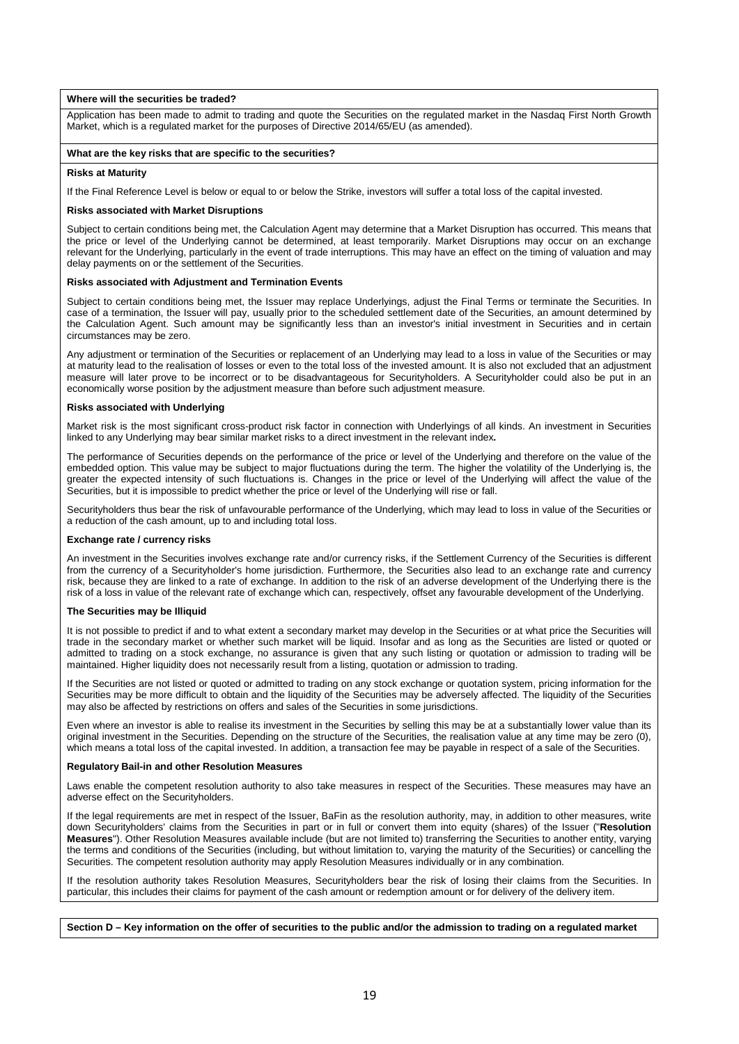**Where will the securities be traded?**

Application has been made to admit to trading and quote the Securities on the regulated market in the Nasdaq First North Growth Market, which is a regulated market for the purposes of Directive 2014/65/EU (as amended).

**What are the key risks that are specific to the securities?**

**Risks at Maturity**

If the Final Reference Level is below or equal to or below the Strike, investors will suffer a total loss of the capital invested.

**Risks associated with Market Disruptions**

Subject to certain conditions being met, the Calculation Agent may determine that a Market Disruption has occurred. This means that the price or level of the Underlying cannot be determined, at least temporarily. Market Disruptions may occur on an exchange relevant for the Underlying, particularly in the event of trade interruptions. This may have an effect on the timing of valuation and may delay payments on or the settlement of the Securities.

**Risks associated with Adjustment and Termination Events**

Subject to certain conditions being met, the Issuer may replace Underlyings, adjust the Final Terms or terminate the Securities. In case of a termination, the Issuer will pay, usually prior to the scheduled settlement date of the Securities, an amount determined by the Calculation Agent. Such amount may be significantly less than an investor's initial investment in Securities and in certain circumstances may be zero.

Any adjustment or termination of the Securities or replacement of an Underlying may lead to a loss in value of the Securities or may at maturity lead to the realisation of losses or even to the total loss of the invested amount. It is also not excluded that an adjustment measure will later prove to be incorrect or to be disadvantageous for Securityholders. A Securityholder could also be put in an economically worse position by the adjustment measure than before such adjustment measure.

**Risks associated with Underlying**

Market risk is the most significant cross-product risk factor in connection with Underlyings of all kinds. An investment in Securities linked to any Underlying may bear similar market risks to a direct investment in the relevant index**.**

The performance of Securities depends on the performance of the price or level of the Underlying and therefore on the value of the embedded option. This value may be subject to major fluctuations during the term. The higher the volatility of the Underlying is, the greater the expected intensity of such fluctuations is. Changes in the price or level of the Underlying will affect the value of the Securities, but it is impossible to predict whether the price or level of the Underlying will rise or fall.

Securityholders thus bear the risk of unfavourable performance of the Underlying, which may lead to loss in value of the Securities or a reduction of the cash amount, up to and including total loss.

**Exchange rate / currency risks**

An investment in the Securities involves exchange rate and/or currency risks, if the Settlement Currency of the Securities is different from the currency of a Securityholder's home jurisdiction. Furthermore, the Securities also lead to an exchange rate and currency risk, because they are linked to a rate of exchange. In addition to the risk of an adverse development of the Underlying there is the risk of a loss in value of the relevant rate of exchange which can, respectively, offset any favourable development of the Underlying.

**The Securities may be Illiquid**

It is not possible to predict if and to what extent a secondary market may develop in the Securities or at what price the Securities will trade in the secondary market or whether such market will be liquid. Insofar and as long as the Securities are listed or quoted or admitted to trading on a stock exchange, no assurance is given that any such listing or quotation or admission to trading will be maintained. Higher liquidity does not necessarily result from a listing, quotation or admission to trading.

If the Securities are not listed or quoted or admitted to trading on any stock exchange or quotation system, pricing information for the Securities may be more difficult to obtain and the liquidity of the Securities may be adversely affected. The liquidity of the Securities may also be affected by restrictions on offers and sales of the Securities in some jurisdictions.

Even where an investor is able to realise its investment in the Securities by selling this may be at a substantially lower value than its original investment in the Securities. Depending on the structure of the Securities, the realisation value at any time may be zero (0), which means a total loss of the capital invested. In addition, a transaction fee may be payable in respect of a sale of the Securities.

**Regulatory Bail-in and other Resolution Measures**

Laws enable the competent resolution authority to also take measures in respect of the Securities. These measures may have an adverse effect on the Securityholders.

If the legal requirements are met in respect of the Issuer, BaFin as the resolution authority, may, in addition to other measures, write down Securityholders' claims from the Securities in part or in full or convert them into equity (shares) of the Issuer ("**Resolution Measures**"). Other Resolution Measures available include (but are not limited to) transferring the Securities to another entity, varying the terms and conditions of the Securities (including, but without limitation to, varying the maturity of the Securities) or cancelling the Securities. The competent resolution authority may apply Resolution Measures individually or in any combination.

If the resolution authority takes Resolution Measures, Securityholders bear the risk of losing their claims from the Securities. In particular, this includes their claims for payment of the cash amount or redemption amount or for delivery of the delivery item.

**Section D – Key information on the offer of securities to the public and/or the admission to trading on a regulated market**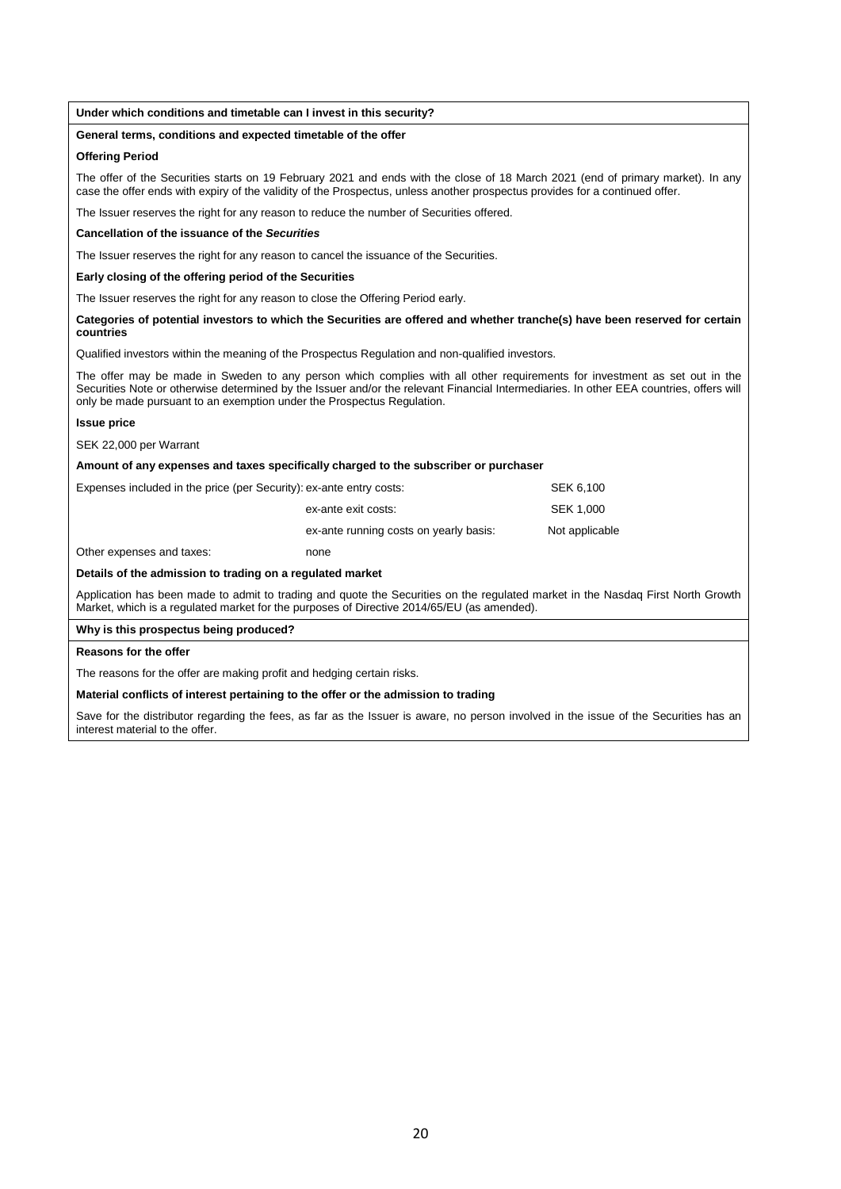**Under which conditions and timetable can I invest in this security?**

**General terms, conditions and expected timetable of the offer**

**Offering Period**

The offer of the Securities starts on 19 February 2021 and ends with the close of 18 March 2021 (end of primary market). In any case the offer ends with expiry of the validity of the Prospectus, unless another prospectus provides for a continued offer.

The Issuer reserves the right for any reason to reduce the number of Securities offered.

**Cancellation of the issuance of the *Securities***

The Issuer reserves the right for any reason to cancel the issuance of the Securities.

**Early closing of the offering period of the Securities**

The Issuer reserves the right for any reason to close the Offering Period early.

**Categories of potential investors to which the Securities are offered and whether tranche(s) have been reserved for certain countries**

Qualified investors within the meaning of the Prospectus Regulation and non-qualified investors.

The offer may be made in Sweden to any person which complies with all other requirements for investment as set out in the Securities Note or otherwise determined by the Issuer and/or the relevant Financial Intermediaries. In other EEA countries, offers will only be made pursuant to an exemption under the Prospectus Regulation.

**Issue price**

SEK 22,000 per Warrant

**Amount of any expenses and taxes specifically charged to the subscriber or purchaser**

| | | |
|---|---|---|
| Expenses included in the price (per Security): | ex-ante entry costs: | SEK 6,100 |
| | ex-ante exit costs: | SEK 1,000 |
| | ex-ante running costs on yearly basis: | Not applicable |
| Other expenses and taxes: | none | |

**Details of the admission to trading on a regulated market**

Application has been made to admit to trading and quote the Securities on the regulated market in the Nasdaq First North Growth Market, which is a regulated market for the purposes of Directive 2014/65/EU (as amended).

**Why is this prospectus being produced?**

**Reasons for the offer**

The reasons for the offer are making profit and hedging certain risks.

**Material conflicts of interest pertaining to the offer or the admission to trading**

Save for the distributor regarding the fees, as far as the Issuer is aware, no person involved in the issue of the Securities has an interest material to the offer.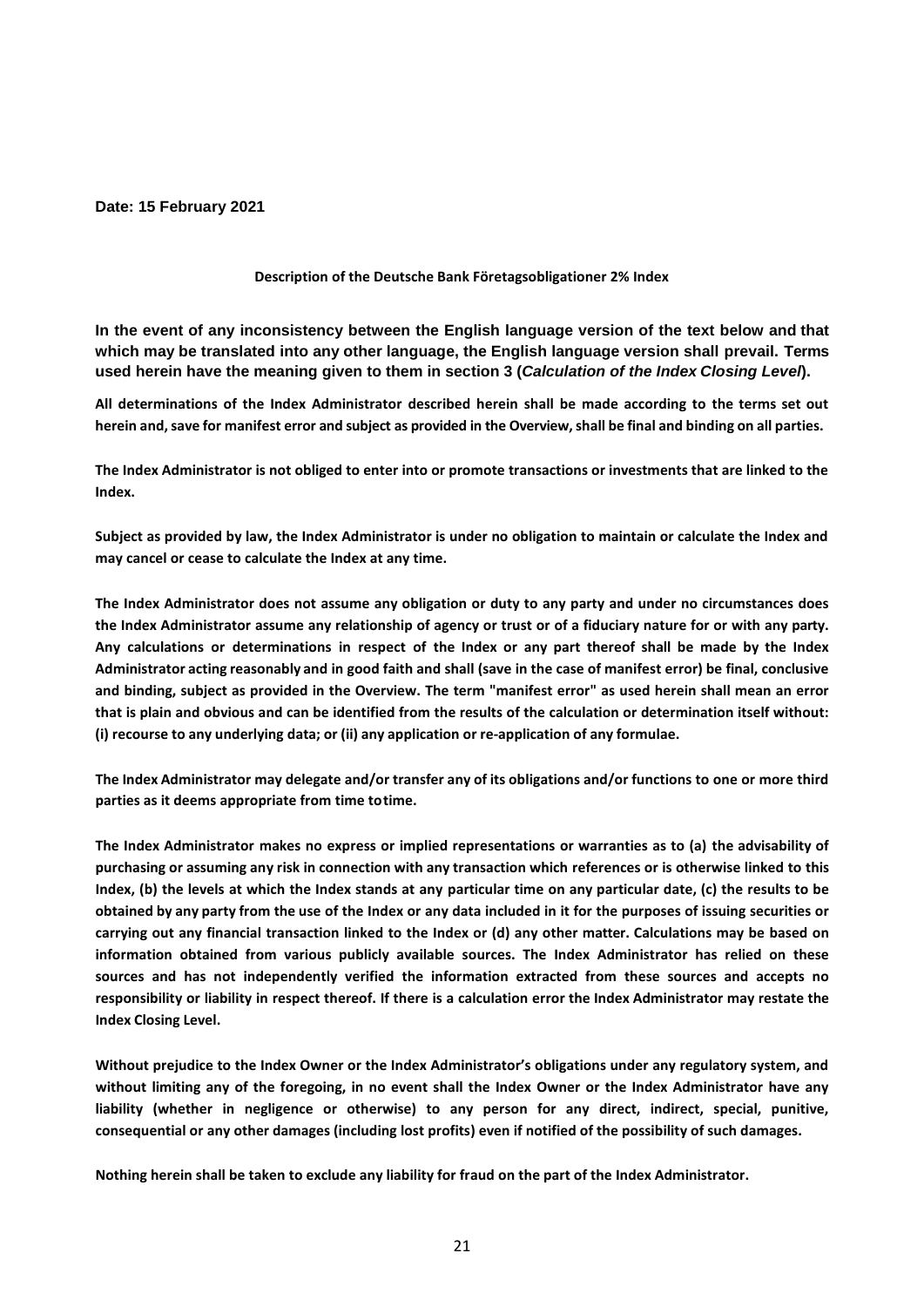**Date: 15 February 2021**

**Description of the Deutsche Bank Företagsobligationer 2% Index**

**In the event of any inconsistency between the English language version of the text below and that which may be translated into any other language, the English language version shall prevail. Terms used herein have the meaning given to them in section 3 (*Calculation of the Index Closing Level*).**

**All determinations of the Index Administrator described herein shall be made according to the terms set out herein and, save for manifest error and subject as provided in the Overview, shall be final and binding on all parties.**

**The Index Administrator is not obliged to enter into or promote transactions or investments that are linked to the Index.**

**Subject as provided by law, the Index Administrator is under no obligation to maintain or calculate the Index and may cancel or cease to calculate the Index at any time.**

**The Index Administrator does not assume any obligation or duty to any party and under no circumstances does the Index Administrator assume any relationship of agency or trust or of a fiduciary nature for or with any party. Any calculations or determinations in respect of the Index or any part thereof shall be made by the Index Administrator acting reasonably and in good faith and shall (save in the case of manifest error) be final, conclusive and binding, subject as provided in the Overview. The term "manifest error" as used herein shall mean an error that is plain and obvious and can be identified from the results of the calculation or determination itself without: (i) recourse to any underlying data; or (ii) any application or re-application of any formulae.**

**The Index Administrator may delegate and/or transfer any of its obligations and/or functions to one or more third parties as it deems appropriate from time totime.**

**The Index Administrator makes no express or implied representations or warranties as to (a) the advisability of purchasing or assuming any risk in connection with any transaction which references or is otherwise linked to this Index, (b) the levels at which the Index stands at any particular time on any particular date, (c) the results to be obtained by any party from the use of the Index or any data included in it for the purposes of issuing securities or carrying out any financial transaction linked to the Index or (d) any other matter. Calculations may be based on information obtained from various publicly available sources. The Index Administrator has relied on these sources and has not independently verified the information extracted from these sources and accepts no responsibility or liability in respect thereof. If there is a calculation error the Index Administrator may restate the Index Closing Level.**

**Without prejudice to the Index Owner or the Index Administrator's obligations under any regulatory system, and without limiting any of the foregoing, in no event shall the Index Owner or the Index Administrator have any liability (whether in negligence or otherwise) to any person for any direct, indirect, special, punitive, consequential or any other damages (including lost profits) even if notified of the possibility of such damages.**

**Nothing herein shall be taken to exclude any liability for fraud on the part of the Index Administrator.**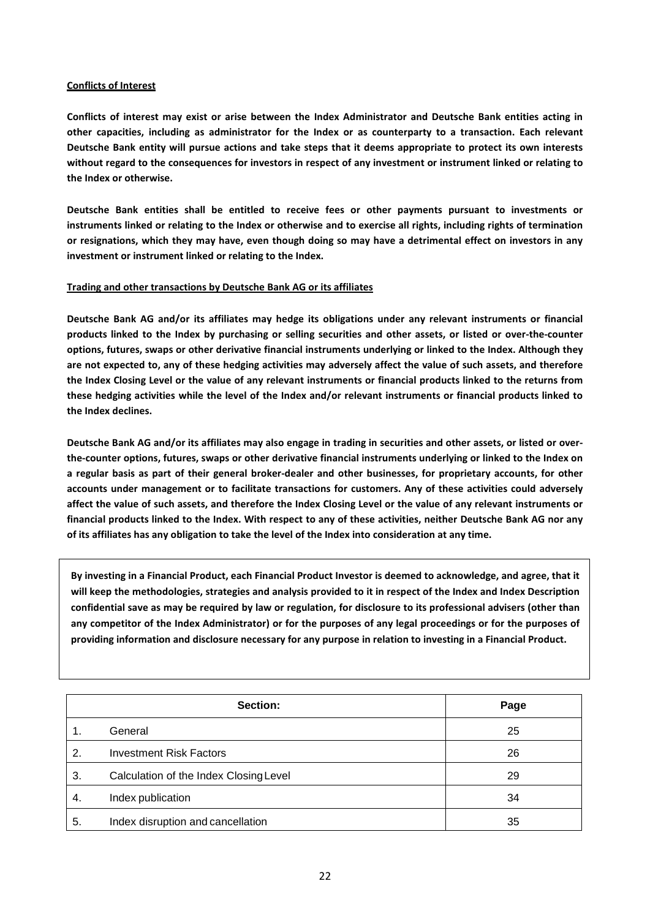**Conflicts of Interest**

**Conflicts of interest may exist or arise between the Index Administrator and Deutsche Bank entities acting in other capacities, including as administrator for the Index or as counterparty to a transaction. Each relevant Deutsche Bank entity will pursue actions and take steps that it deems appropriate to protect its own interests without regard to the consequences for investors in respect of any investment or instrument linked or relating to the Index or otherwise.**

**Deutsche Bank entities shall be entitled to receive fees or other payments pursuant to investments or instruments linked or relating to the Index or otherwise and to exercise all rights, including rights of termination or resignations, which they may have, even though doing so may have a detrimental effect on investors in any investment or instrument linked or relating to the Index.**

**Trading and other transactions by Deutsche Bank AG or its affiliates**

**Deutsche Bank AG and/or its affiliates may hedge its obligations under any relevant instruments or financial products linked to the Index by purchasing or selling securities and other assets, or listed or over-the-counter options, futures, swaps or other derivative financial instruments underlying or linked to the Index. Although they are not expected to, any of these hedging activities may adversely affect the value of such assets, and therefore the Index Closing Level or the value of any relevant instruments or financial products linked to the returns from these hedging activities while the level of the Index and/or relevant instruments or financial products linked to the Index declines.**

**Deutsche Bank AG and/or its affiliates may also engage in trading in securities and other assets, or listed or over-the-counter options, futures, swaps or other derivative financial instruments underlying or linked to the Index on a regular basis as part of their general broker-dealer and other businesses, for proprietary accounts, for other accounts under management or to facilitate transactions for customers. Any of these activities could adversely affect the value of such assets, and therefore the Index Closing Level or the value of any relevant instruments or financial products linked to the Index. With respect to any of these activities, neither Deutsche Bank AG nor any of its affiliates has any obligation to take the level of the Index into consideration at any time.**

**By investing in a Financial Product, each Financial Product Investor is deemed to acknowledge, and agree, that it will keep the methodologies, strategies and analysis provided to it in respect of the Index and Index Description confidential save as may be required by law or regulation, for disclosure to its professional advisers (other than any competitor of the Index Administrator) or for the purposes of any legal proceedings or for the purposes of providing information and disclosure necessary for any purpose in relation to investing in a Financial Product.**

| | Section: | Page |
|---|---|---|
| 1. | General | 25 |
| 2. | Investment Risk Factors | 26 |
| 3. | Calculation of the Index Closing Level | 29 |
| 4. | Index publication | 34 |
| 5. | Index disruption and cancellation | 35 |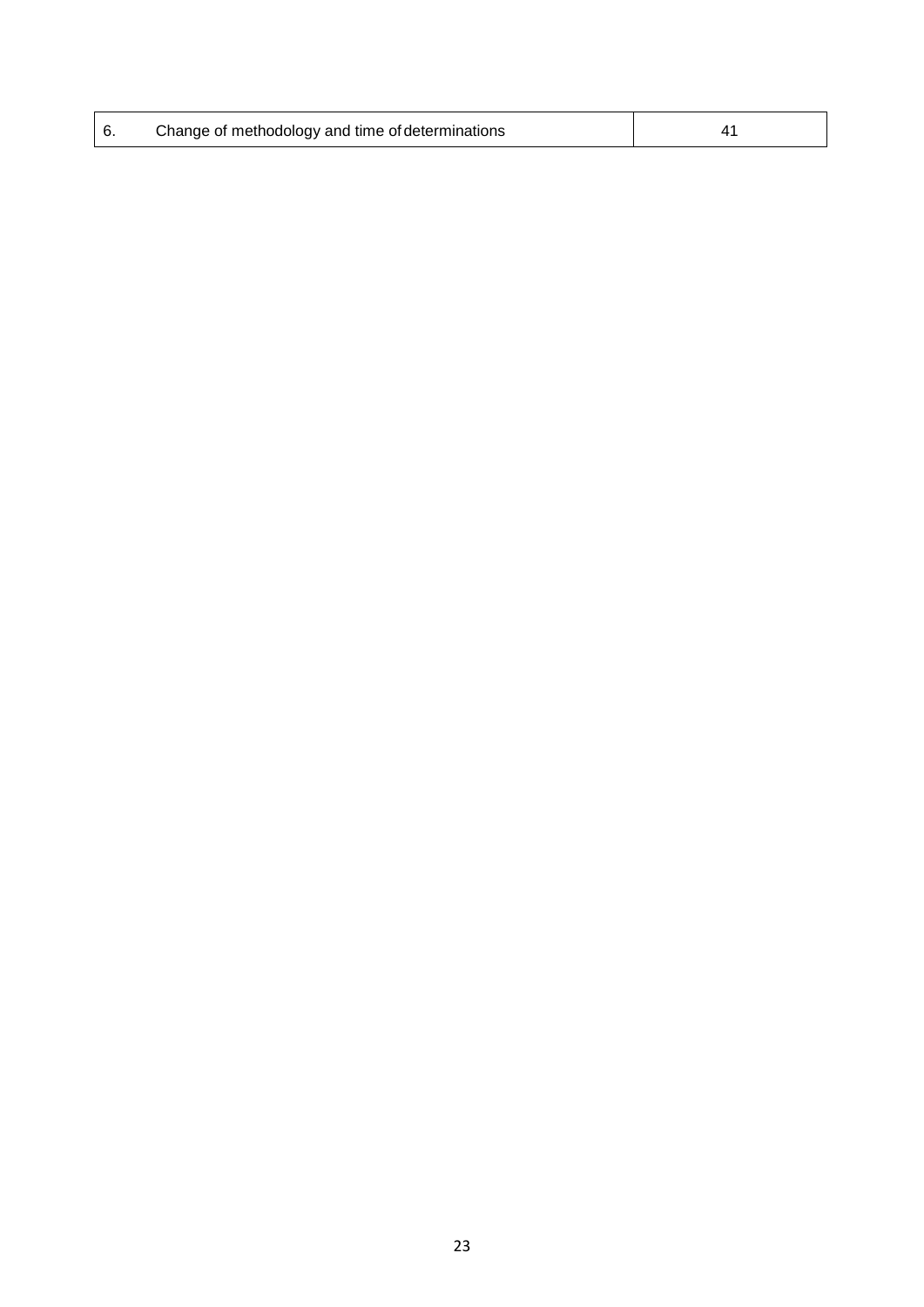| | | |
|---|---|---|
| 6. | Change of methodology and time of determinations | 41 |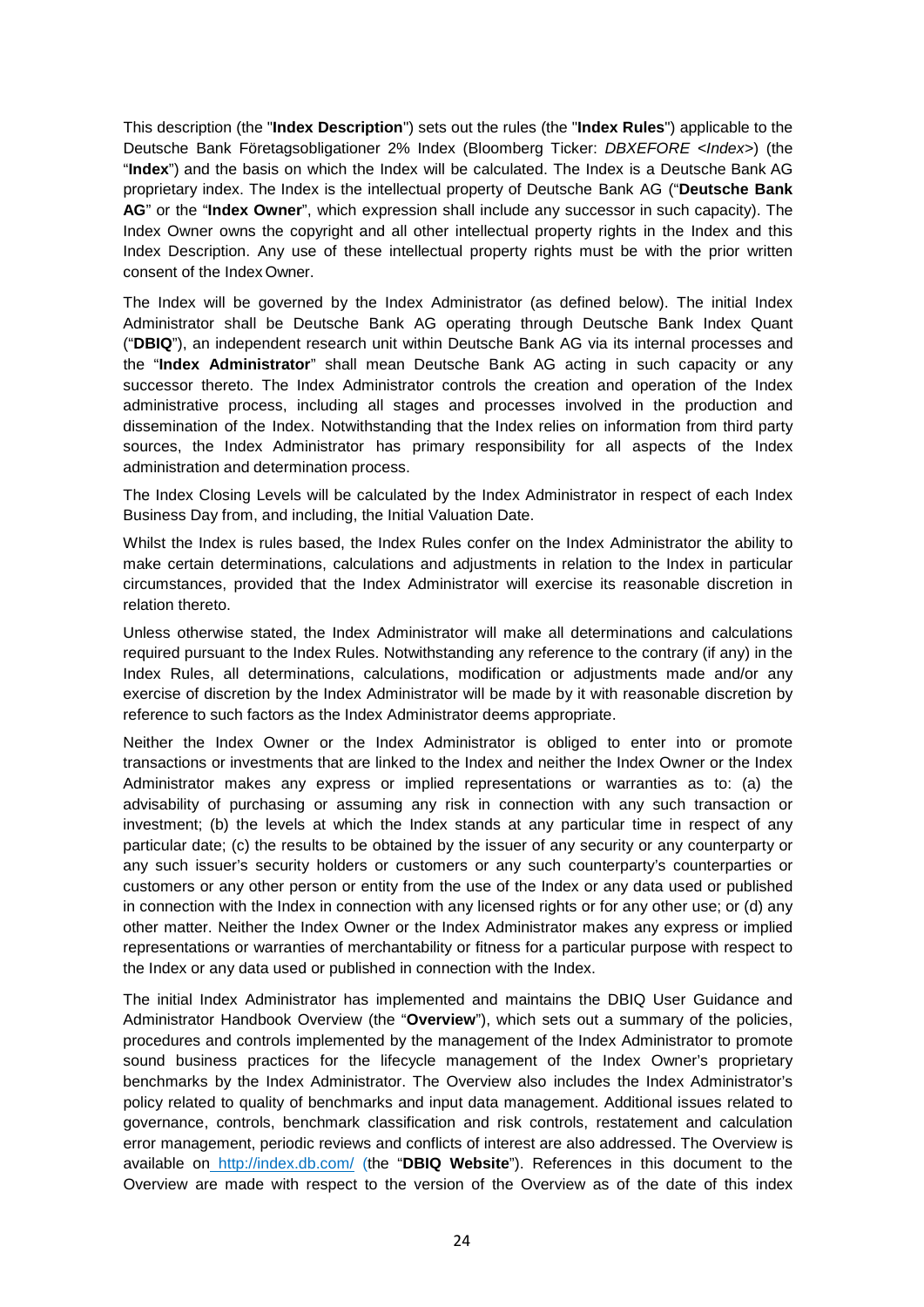This description (the "**Index Description**") sets out the rules (the "**Index Rules**") applicable to the Deutsche Bank Företagsobligationer 2% Index (Bloomberg Ticker: *DBXEFORE <Index>*) (the "**Index**") and the basis on which the Index will be calculated. The Index is a Deutsche Bank AG proprietary index. The Index is the intellectual property of Deutsche Bank AG ("**Deutsche Bank AG**" or the "**Index Owner**", which expression shall include any successor in such capacity). The Index Owner owns the copyright and all other intellectual property rights in the Index and this Index Description. Any use of these intellectual property rights must be with the prior written consent of the Index Owner.

The Index will be governed by the Index Administrator (as defined below). The initial Index Administrator shall be Deutsche Bank AG operating through Deutsche Bank Index Quant ("**DBIQ**"), an independent research unit within Deutsche Bank AG via its internal processes and the "**Index Administrator**" shall mean Deutsche Bank AG acting in such capacity or any successor thereto. The Index Administrator controls the creation and operation of the Index administrative process, including all stages and processes involved in the production and dissemination of the Index. Notwithstanding that the Index relies on information from third party sources, the Index Administrator has primary responsibility for all aspects of the Index administration and determination process.

The Index Closing Levels will be calculated by the Index Administrator in respect of each Index Business Day from, and including, the Initial Valuation Date.

Whilst the Index is rules based, the Index Rules confer on the Index Administrator the ability to make certain determinations, calculations and adjustments in relation to the Index in particular circumstances, provided that the Index Administrator will exercise its reasonable discretion in relation thereto.

Unless otherwise stated, the Index Administrator will make all determinations and calculations required pursuant to the Index Rules. Notwithstanding any reference to the contrary (if any) in the Index Rules, all determinations, calculations, modification or adjustments made and/or any exercise of discretion by the Index Administrator will be made by it with reasonable discretion by reference to such factors as the Index Administrator deems appropriate.

Neither the Index Owner or the Index Administrator is obliged to enter into or promote transactions or investments that are linked to the Index and neither the Index Owner or the Index Administrator makes any express or implied representations or warranties as to: (a) the advisability of purchasing or assuming any risk in connection with any such transaction or investment; (b) the levels at which the Index stands at any particular time in respect of any particular date; (c) the results to be obtained by the issuer of any security or any counterparty or any such issuer's security holders or customers or any such counterparty's counterparties or customers or any other person or entity from the use of the Index or any data used or published in connection with the Index in connection with any licensed rights or for any other use; or (d) any other matter. Neither the Index Owner or the Index Administrator makes any express or implied representations or warranties of merchantability or fitness for a particular purpose with respect to the Index or any data used or published in connection with the Index.

The initial Index Administrator has implemented and maintains the DBIQ User Guidance and Administrator Handbook Overview (the "**Overview**"), which sets out a summary of the policies, procedures and controls implemented by the management of the Index Administrator to promote sound business practices for the lifecycle management of the Index Owner's proprietary benchmarks by the Index Administrator. The Overview also includes the Index Administrator's policy related to quality of benchmarks and input data management. Additional issues related to governance, controls, benchmark classification and risk controls, restatement and calculation error management, periodic reviews and conflicts of interest are also addressed. The Overview is available on http://index.db.com/ (the "**DBIQ Website**"). References in this document to the Overview are made with respect to the version of the Overview as of the date of this index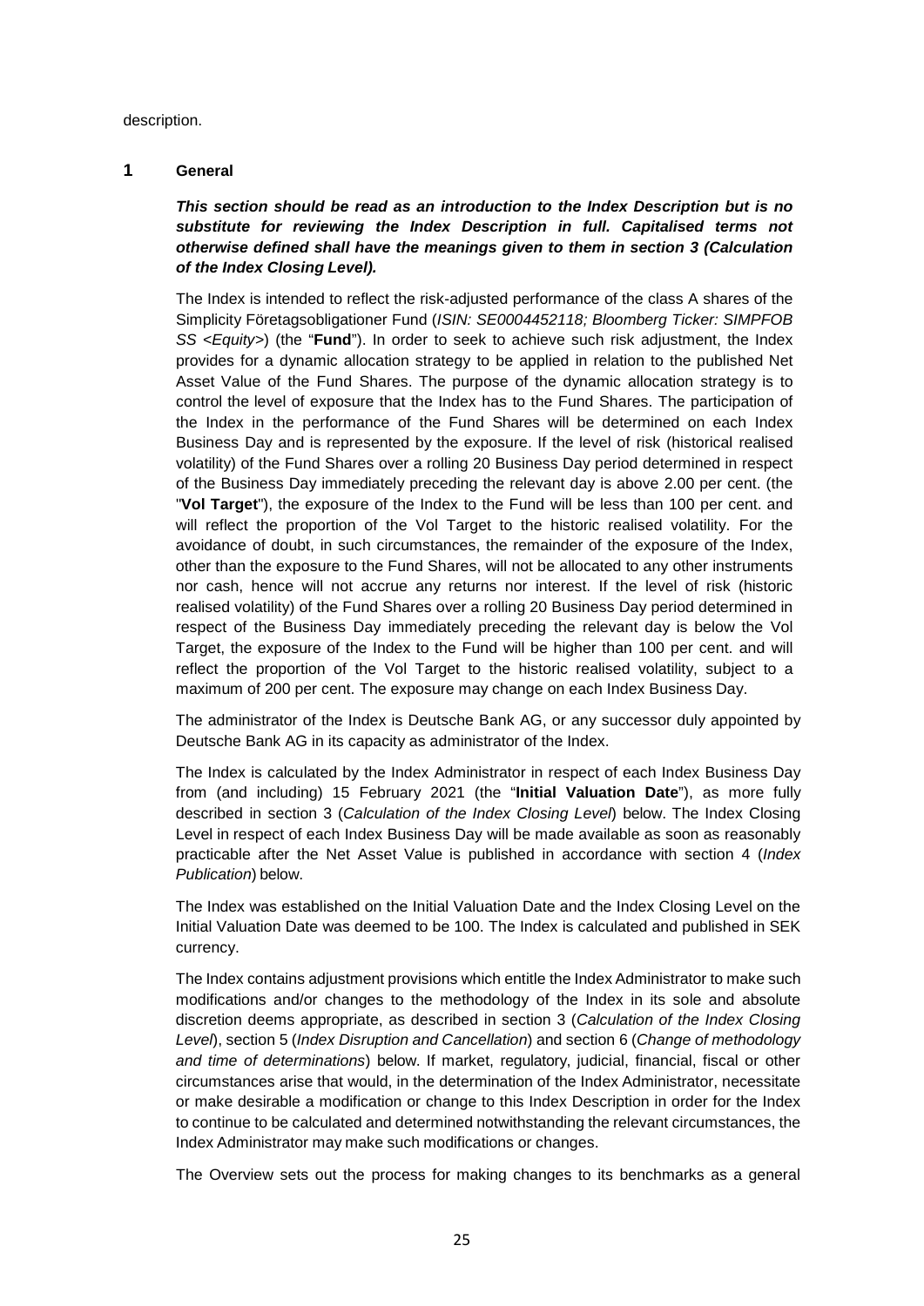description.

## 1 General

***This section should be read as an introduction to the Index Description but is no substitute for reviewing the Index Description in full. Capitalised terms not otherwise defined shall have the meanings given to them in section 3 (Calculation of the Index Closing Level).***

The Index is intended to reflect the risk-adjusted performance of the class A shares of the Simplicity Företagsobligationer Fund (*ISIN: SE0004452118; Bloomberg Ticker: SIMPFOB SS <Equity>*) (the "**Fund**"). In order to seek to achieve such risk adjustment, the Index provides for a dynamic allocation strategy to be applied in relation to the published Net Asset Value of the Fund Shares. The purpose of the dynamic allocation strategy is to control the level of exposure that the Index has to the Fund Shares. The participation of the Index in the performance of the Fund Shares will be determined on each Index Business Day and is represented by the exposure. If the level of risk (historical realised volatility) of the Fund Shares over a rolling 20 Business Day period determined in respect of the Business Day immediately preceding the relevant day is above 2.00 per cent. (the "**Vol Target**"), the exposure of the Index to the Fund will be less than 100 per cent. and will reflect the proportion of the Vol Target to the historic realised volatility. For the avoidance of doubt, in such circumstances, the remainder of the exposure of the Index, other than the exposure to the Fund Shares, will not be allocated to any other instruments nor cash, hence will not accrue any returns nor interest. If the level of risk (historic realised volatility) of the Fund Shares over a rolling 20 Business Day period determined in respect of the Business Day immediately preceding the relevant day is below the Vol Target, the exposure of the Index to the Fund will be higher than 100 per cent. and will reflect the proportion of the Vol Target to the historic realised volatility, subject to a maximum of 200 per cent. The exposure may change on each Index Business Day.

The administrator of the Index is Deutsche Bank AG, or any successor duly appointed by Deutsche Bank AG in its capacity as administrator of the Index.

The Index is calculated by the Index Administrator in respect of each Index Business Day from (and including) 15 February 2021 (the "**Initial Valuation Date**"), as more fully described in section 3 (*Calculation of the Index Closing Level*) below. The Index Closing Level in respect of each Index Business Day will be made available as soon as reasonably practicable after the Net Asset Value is published in accordance with section 4 (*Index Publication*) below.

The Index was established on the Initial Valuation Date and the Index Closing Level on the Initial Valuation Date was deemed to be 100. The Index is calculated and published in SEK currency.

The Index contains adjustment provisions which entitle the Index Administrator to make such modifications and/or changes to the methodology of the Index in its sole and absolute discretion deems appropriate, as described in section 3 (*Calculation of the Index Closing Level*), section 5 (*Index Disruption and Cancellation*) and section 6 (*Change of methodology and time of determinations*) below. If market, regulatory, judicial, financial, fiscal or other circumstances arise that would, in the determination of the Index Administrator, necessitate or make desirable a modification or change to this Index Description in order for the Index to continue to be calculated and determined notwithstanding the relevant circumstances, the Index Administrator may make such modifications or changes.

The Overview sets out the process for making changes to its benchmarks as a general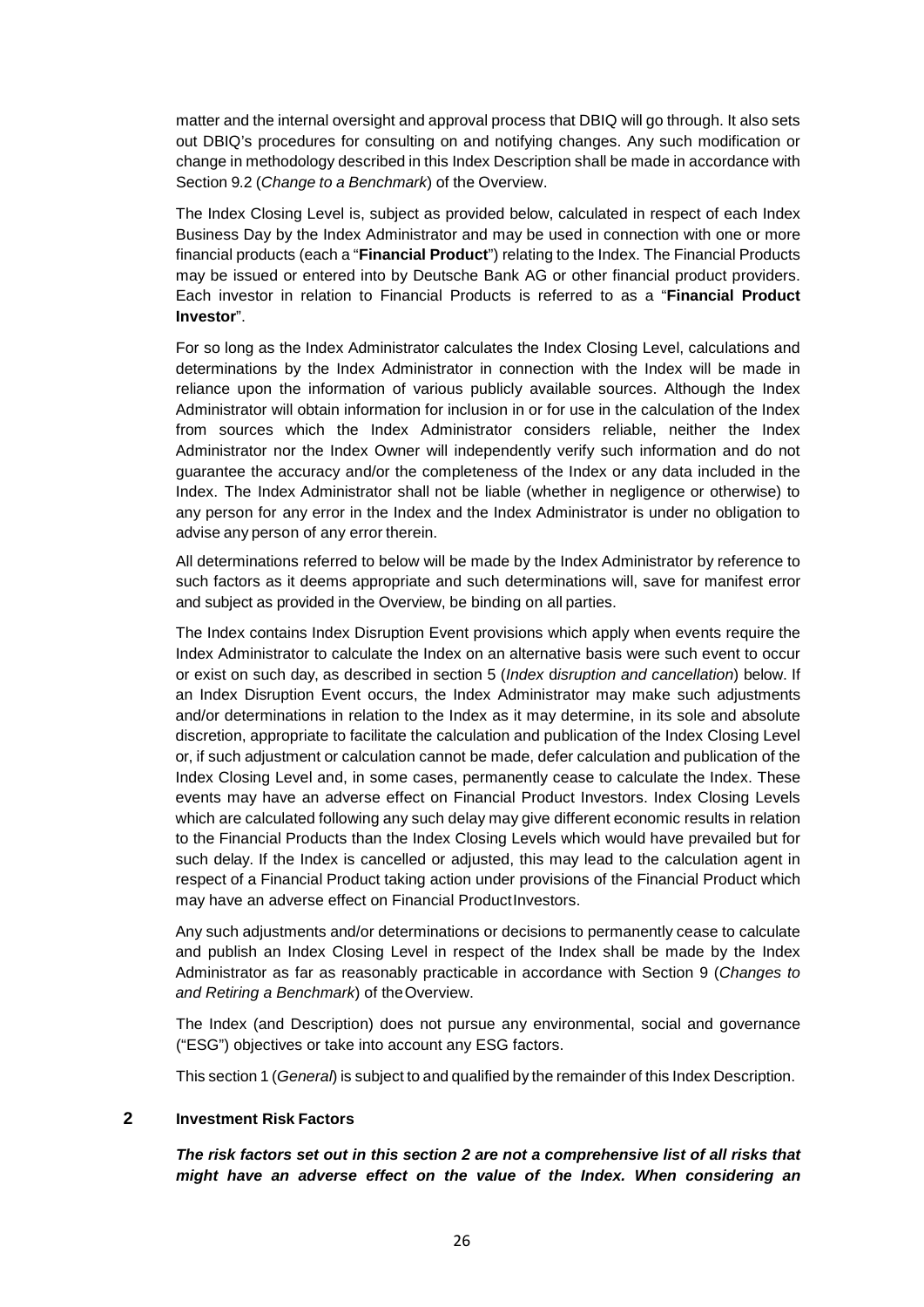matter and the internal oversight and approval process that DBIQ will go through. It also sets out DBIQ's procedures for consulting on and notifying changes. Any such modification or change in methodology described in this Index Description shall be made in accordance with Section 9.2 (*Change to a Benchmark*) of the Overview.

The Index Closing Level is, subject as provided below, calculated in respect of each Index Business Day by the Index Administrator and may be used in connection with one or more financial products (each a "**Financial Product**") relating to the Index. The Financial Products may be issued or entered into by Deutsche Bank AG or other financial product providers. Each investor in relation to Financial Products is referred to as a "**Financial Product Investor**".

For so long as the Index Administrator calculates the Index Closing Level, calculations and determinations by the Index Administrator in connection with the Index will be made in reliance upon the information of various publicly available sources. Although the Index Administrator will obtain information for inclusion in or for use in the calculation of the Index from sources which the Index Administrator considers reliable, neither the Index Administrator nor the Index Owner will independently verify such information and do not guarantee the accuracy and/or the completeness of the Index or any data included in the Index. The Index Administrator shall not be liable (whether in negligence or otherwise) to any person for any error in the Index and the Index Administrator is under no obligation to advise any person of any error therein.

All determinations referred to below will be made by the Index Administrator by reference to such factors as it deems appropriate and such determinations will, save for manifest error and subject as provided in the Overview, be binding on all parties.

The Index contains Index Disruption Event provisions which apply when events require the Index Administrator to calculate the Index on an alternative basis were such event to occur or exist on such day, as described in section 5 (*Index disruption and cancellation*) below. If an Index Disruption Event occurs, the Index Administrator may make such adjustments and/or determinations in relation to the Index as it may determine, in its sole and absolute discretion, appropriate to facilitate the calculation and publication of the Index Closing Level or, if such adjustment or calculation cannot be made, defer calculation and publication of the Index Closing Level and, in some cases, permanently cease to calculate the Index. These events may have an adverse effect on Financial Product Investors. Index Closing Levels which are calculated following any such delay may give different economic results in relation to the Financial Products than the Index Closing Levels which would have prevailed but for such delay. If the Index is cancelled or adjusted, this may lead to the calculation agent in respect of a Financial Product taking action under provisions of the Financial Product which may have an adverse effect on Financial Product Investors.

Any such adjustments and/or determinations or decisions to permanently cease to calculate and publish an Index Closing Level in respect of the Index shall be made by the Index Administrator as far as reasonably practicable in accordance with Section 9 (*Changes to and Retiring a Benchmark*) of the Overview.

The Index (and Description) does not pursue any environmental, social and governance ("ESG") objectives or take into account any ESG factors.

This section 1 (*General*) is subject to and qualified by the remainder of this Index Description.

## 2 Investment Risk Factors

***The risk factors set out in this section 2 are not a comprehensive list of all risks that might have an adverse effect on the value of the Index. When considering an***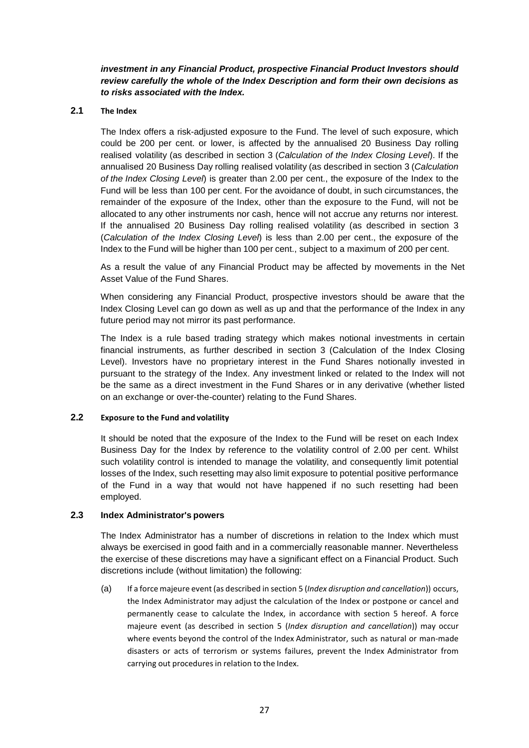***investment in any Financial Product, prospective Financial Product Investors should review carefully the whole of the Index Description and form their own decisions as to risks associated with the Index.***

### 2.1 The Index

The Index offers a risk-adjusted exposure to the Fund. The level of such exposure, which could be 200 per cent. or lower, is affected by the annualised 20 Business Day rolling realised volatility (as described in section 3 (*Calculation of the Index Closing Level*). If the annualised 20 Business Day rolling realised volatility (as described in section 3 (*Calculation of the Index Closing Level*) is greater than 2.00 per cent., the exposure of the Index to the Fund will be less than 100 per cent. For the avoidance of doubt, in such circumstances, the remainder of the exposure of the Index, other than the exposure to the Fund, will not be allocated to any other instruments nor cash, hence will not accrue any returns nor interest. If the annualised 20 Business Day rolling realised volatility (as described in section 3 (*Calculation of the Index Closing Level*) is less than 2.00 per cent., the exposure of the Index to the Fund will be higher than 100 per cent., subject to a maximum of 200 per cent.

As a result the value of any Financial Product may be affected by movements in the Net Asset Value of the Fund Shares.

When considering any Financial Product, prospective investors should be aware that the Index Closing Level can go down as well as up and that the performance of the Index in any future period may not mirror its past performance.

The Index is a rule based trading strategy which makes notional investments in certain financial instruments, as further described in section 3 (Calculation of the Index Closing Level). Investors have no proprietary interest in the Fund Shares notionally invested in pursuant to the strategy of the Index. Any investment linked or related to the Index will not be the same as a direct investment in the Fund Shares or in any derivative (whether listed on an exchange or over-the-counter) relating to the Fund Shares.

### 2.2 Exposure to the Fund and volatility

It should be noted that the exposure of the Index to the Fund will be reset on each Index Business Day for the Index by reference to the volatility control of 2.00 per cent. Whilst such volatility control is intended to manage the volatility, and consequently limit potential losses of the Index, such resetting may also limit exposure to potential positive performance of the Fund in a way that would not have happened if no such resetting had been employed.

### 2.3 Index Administrator's powers

The Index Administrator has a number of discretions in relation to the Index which must always be exercised in good faith and in a commercially reasonable manner. Nevertheless the exercise of these discretions may have a significant effect on a Financial Product. Such discretions include (without limitation) the following:

(a) If a force majeure event (as described in section 5 (*Index disruption and cancellation*)) occurs, the Index Administrator may adjust the calculation of the Index or postpone or cancel and permanently cease to calculate the Index, in accordance with section 5 hereof. A force majeure event (as described in section 5 (*Index disruption and cancellation*)) may occur where events beyond the control of the Index Administrator, such as natural or man-made disasters or acts of terrorism or systems failures, prevent the Index Administrator from carrying out procedures in relation to the Index.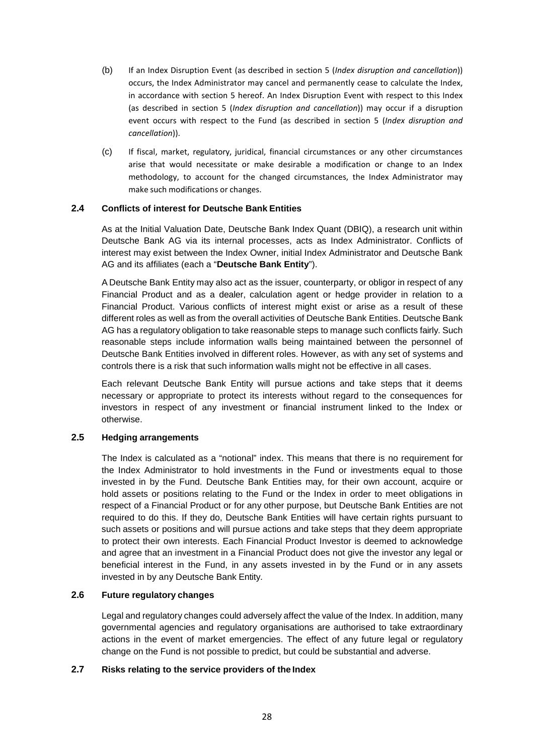(b) If an Index Disruption Event (as described in section 5 (*Index disruption and cancellation*)) occurs, the Index Administrator may cancel and permanently cease to calculate the Index, in accordance with section 5 hereof. An Index Disruption Event with respect to this Index (as described in section 5 (*Index disruption and cancellation*)) may occur if a disruption event occurs with respect to the Fund (as described in section 5 (*Index disruption and cancellation*)).

(c) If fiscal, market, regulatory, juridical, financial circumstances or any other circumstances arise that would necessitate or make desirable a modification or change to an Index methodology, to account for the changed circumstances, the Index Administrator may make such modifications or changes.

### 2.4 Conflicts of interest for Deutsche Bank Entities

As at the Initial Valuation Date, Deutsche Bank Index Quant (DBIQ), a research unit within Deutsche Bank AG via its internal processes, acts as Index Administrator. Conflicts of interest may exist between the Index Owner, initial Index Administrator and Deutsche Bank AG and its affiliates (each a "**Deutsche Bank Entity**").

A Deutsche Bank Entity may also act as the issuer, counterparty, or obligor in respect of any Financial Product and as a dealer, calculation agent or hedge provider in relation to a Financial Product. Various conflicts of interest might exist or arise as a result of these different roles as well as from the overall activities of Deutsche Bank Entities. Deutsche Bank AG has a regulatory obligation to take reasonable steps to manage such conflicts fairly. Such reasonable steps include information walls being maintained between the personnel of Deutsche Bank Entities involved in different roles. However, as with any set of systems and controls there is a risk that such information walls might not be effective in all cases.

Each relevant Deutsche Bank Entity will pursue actions and take steps that it deems necessary or appropriate to protect its interests without regard to the consequences for investors in respect of any investment or financial instrument linked to the Index or otherwise.

### 2.5 Hedging arrangements

The Index is calculated as a "notional" index. This means that there is no requirement for the Index Administrator to hold investments in the Fund or investments equal to those invested in by the Fund. Deutsche Bank Entities may, for their own account, acquire or hold assets or positions relating to the Fund or the Index in order to meet obligations in respect of a Financial Product or for any other purpose, but Deutsche Bank Entities are not required to do this. If they do, Deutsche Bank Entities will have certain rights pursuant to such assets or positions and will pursue actions and take steps that they deem appropriate to protect their own interests. Each Financial Product Investor is deemed to acknowledge and agree that an investment in a Financial Product does not give the investor any legal or beneficial interest in the Fund, in any assets invested in by the Fund or in any assets invested in by any Deutsche Bank Entity.

### 2.6 Future regulatory changes

Legal and regulatory changes could adversely affect the value of the Index. In addition, many governmental agencies and regulatory organisations are authorised to take extraordinary actions in the event of market emergencies. The effect of any future legal or regulatory change on the Fund is not possible to predict, but could be substantial and adverse.

### 2.7 Risks relating to the service providers of the Index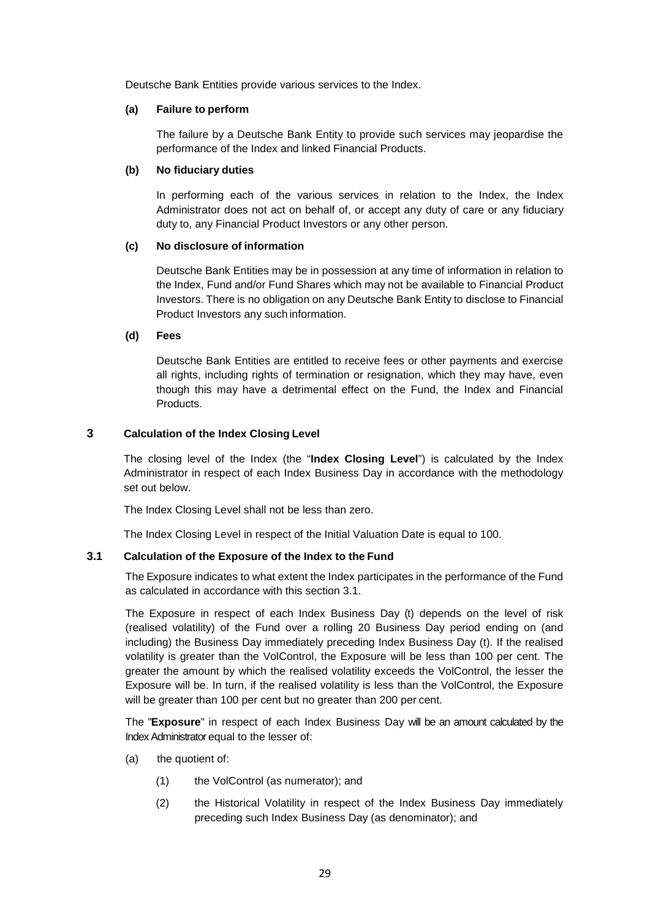Deutsche Bank Entities provide various services to the Index.

**(a) Failure to perform**

The failure by a Deutsche Bank Entity to provide such services may jeopardise the performance of the Index and linked Financial Products.

**(b) No fiduciary duties**

In performing each of the various services in relation to the Index, the Index Administrator does not act on behalf of, or accept any duty of care or any fiduciary duty to, any Financial Product Investors or any other person.

**(c) No disclosure of information**

Deutsche Bank Entities may be in possession at any time of information in relation to the Index, Fund and/or Fund Shares which may not be available to Financial Product Investors. There is no obligation on any Deutsche Bank Entity to disclose to Financial Product Investors any such information.

**(d) Fees**

Deutsche Bank Entities are entitled to receive fees or other payments and exercise all rights, including rights of termination or resignation, which they may have, even though this may have a detrimental effect on the Fund, the Index and Financial Products.

## 3 Calculation of the Index Closing Level

The closing level of the Index (the "**Index Closing Level**") is calculated by the Index Administrator in respect of each Index Business Day in accordance with the methodology set out below.

The Index Closing Level shall not be less than zero.

The Index Closing Level in respect of the Initial Valuation Date is equal to 100.

### 3.1 Calculation of the Exposure of the Index to the Fund

The Exposure indicates to what extent the Index participates in the performance of the Fund as calculated in accordance with this section 3.1.

The Exposure in respect of each Index Business Day (t) depends on the level of risk (realised volatility) of the Fund over a rolling 20 Business Day period ending on (and including) the Business Day immediately preceding Index Business Day (t). If the realised volatility is greater than the VolControl, the Exposure will be less than 100 per cent. The greater the amount by which the realised volatility exceeds the VolControl, the lesser the Exposure will be. In turn, if the realised volatility is less than the VolControl, the Exposure will be greater than 100 per cent but no greater than 200 per cent.

The "**Exposure**" in respect of each Index Business Day will be an amount calculated by the Index Administrator equal to the lesser of:

(a) the quotient of:

  (1) the VolControl (as numerator); and

  (2) the Historical Volatility in respect of the Index Business Day immediately preceding such Index Business Day (as denominator); and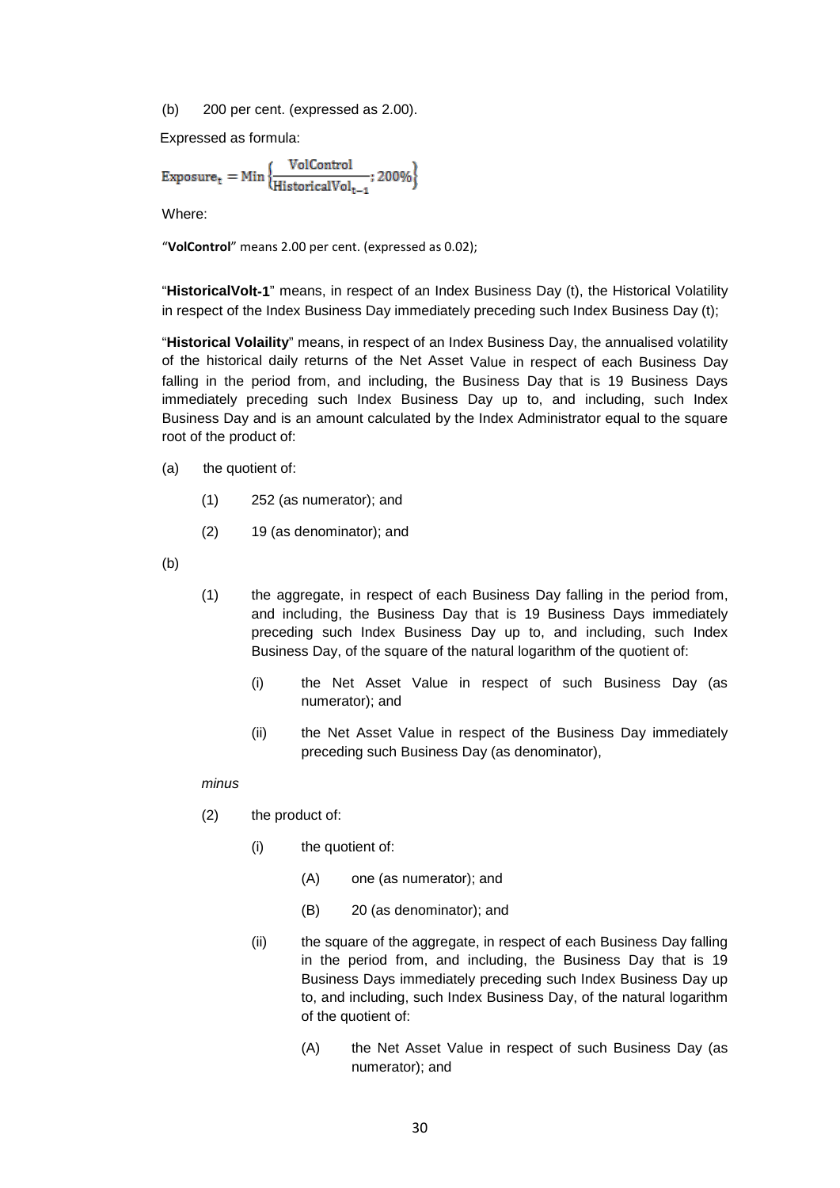(b) 200 per cent. (expressed as 2.00).

Expressed as formula:

$$\text{Exposure}_t = \text{Min}\left\{\frac{\text{VolControl}}{\text{HistoricalVol}_{t-1}}; 200\%\right\}$$

Where:

"**VolControl**" means 2.00 per cent. (expressed as 0.02);

"**HistoricalVolt-1**" means, in respect of an Index Business Day (t), the Historical Volatility in respect of the Index Business Day immediately preceding such Index Business Day (t);

"**Historical Volaility**" means, in respect of an Index Business Day, the annualised volatility of the historical daily returns of the Net Asset Value in respect of each Business Day falling in the period from, and including, the Business Day that is 19 Business Days immediately preceding such Index Business Day up to, and including, such Index Business Day and is an amount calculated by the Index Administrator equal to the square root of the product of:

(a) the quotient of:

- (1) 252 (as numerator); and
- (2) 19 (as denominator); and

(b)

- (1) the aggregate, in respect of each Business Day falling in the period from, and including, the Business Day that is 19 Business Days immediately preceding such Index Business Day up to, and including, such Index Business Day, of the square of the natural logarithm of the quotient of:
  - (i) the Net Asset Value in respect of such Business Day (as numerator); and
  - (ii) the Net Asset Value in respect of the Business Day immediately preceding such Business Day (as denominator),

*minus*

- (2) the product of:
  - (i) the quotient of:
    - (A) one (as numerator); and
    - (B) 20 (as denominator); and
  - (ii) the square of the aggregate, in respect of each Business Day falling in the period from, and including, the Business Day that is 19 Business Days immediately preceding such Index Business Day up to, and including, such Index Business Day, of the natural logarithm of the quotient of:
    - (A) the Net Asset Value in respect of such Business Day (as numerator); and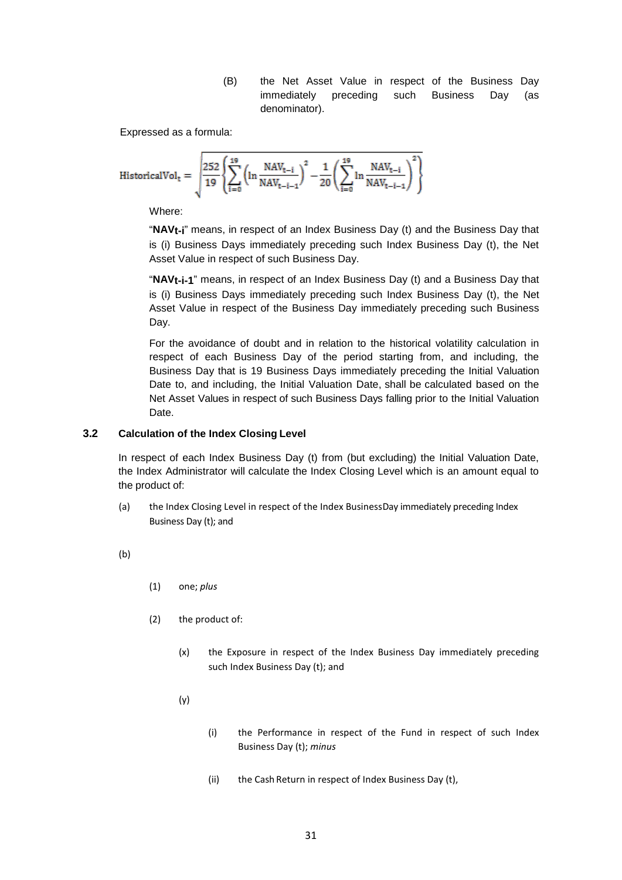(B) the Net Asset Value in respect of the Business Day immediately preceding such Business Day (as denominator).

Expressed as a formula:

$$\text{HistoricalVol}_t = \sqrt{\frac{252}{19}\left\{\sum_{i=0}^{19}\left(\ln\frac{\text{NAV}_{t-i}}{\text{NAV}_{t-i-1}}\right)^2 - \frac{1}{20}\left(\sum_{i=0}^{19}\ln\frac{\text{NAV}_{t-i}}{\text{NAV}_{t-i-1}}\right)^2\right\}}$$

Where:

"**$\text{NAV}_{t-i}$**" means, in respect of an Index Business Day (t) and the Business Day that is (i) Business Days immediately preceding such Index Business Day (t), the Net Asset Value in respect of such Business Day.

"**$\text{NAV}_{t-i-1}$**" means, in respect of an Index Business Day (t) and a Business Day that is (i) Business Days immediately preceding such Index Business Day (t), the Net Asset Value in respect of the Business Day immediately preceding such Business Day.

For the avoidance of doubt and in relation to the historical volatility calculation in respect of each Business Day of the period starting from, and including, the Business Day that is 19 Business Days immediately preceding the Initial Valuation Date to, and including, the Initial Valuation Date, shall be calculated based on the Net Asset Values in respect of such Business Days falling prior to the Initial Valuation Date.

### 3.2 Calculation of the Index Closing Level

In respect of each Index Business Day (t) from (but excluding) the Initial Valuation Date, the Index Administrator will calculate the Index Closing Level which is an amount equal to the product of:

(a) the Index Closing Level in respect of the Index Business Day immediately preceding Index Business Day (t); and

(b)

(1) one; *plus*

(2) the product of:

(x) the Exposure in respect of the Index Business Day immediately preceding such Index Business Day (t); and

(y)

(i) the Performance in respect of the Fund in respect of such Index Business Day (t); *minus*

(ii) the Cash Return in respect of Index Business Day (t),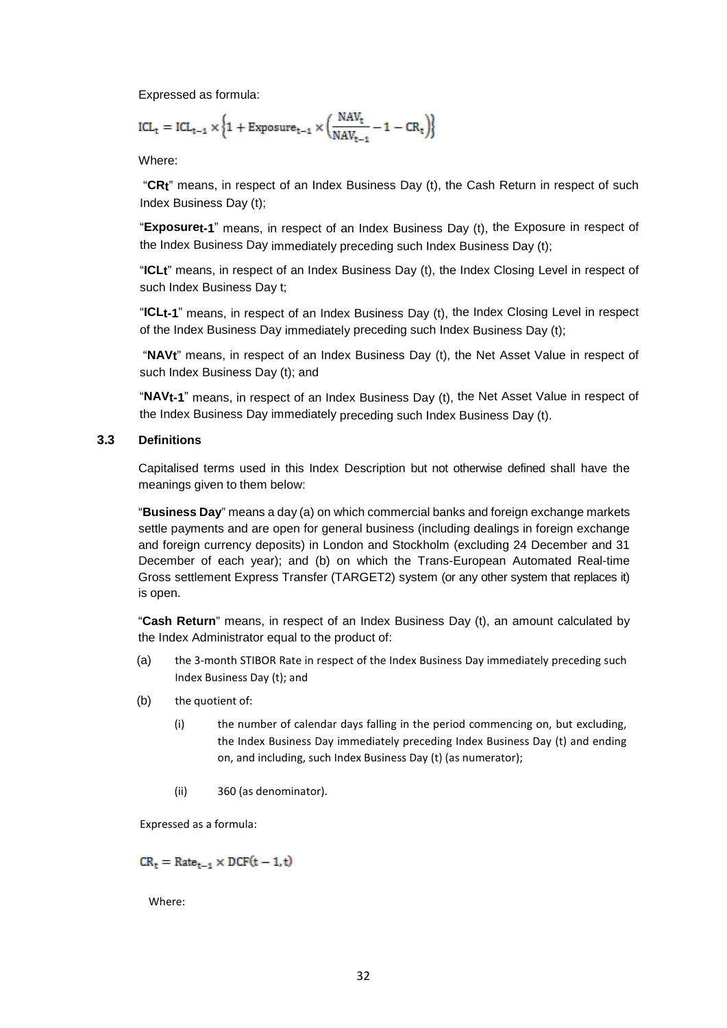Expressed as formula:

$$ICL_t = ICL_{t-1} \times \left\{1 + Exposure_{t-1} \times \left(\frac{NAV_t}{NAV_{t-1}} - 1 - CR_t\right)\right\}$$

Where:

"**$CR_t$**" means, in respect of an Index Business Day (t), the Cash Return in respect of such Index Business Day (t);

"**$Exposure_{t-1}$**" means, in respect of an Index Business Day (t), the Exposure in respect of the Index Business Day immediately preceding such Index Business Day (t);

"**$ICL_t$**" means, in respect of an Index Business Day (t), the Index Closing Level in respect of such Index Business Day t;

"**$ICL_{t-1}$**" means, in respect of an Index Business Day (t), the Index Closing Level in respect of the Index Business Day immediately preceding such Index Business Day (t);

"**$NAV_t$**" means, in respect of an Index Business Day (t), the Net Asset Value in respect of such Index Business Day (t); and

"**$NAV_{t-1}$**" means, in respect of an Index Business Day (t), the Net Asset Value in respect of the Index Business Day immediately preceding such Index Business Day (t).

### 3.3 Definitions

Capitalised terms used in this Index Description but not otherwise defined shall have the meanings given to them below:

"**Business Day**" means a day (a) on which commercial banks and foreign exchange markets settle payments and are open for general business (including dealings in foreign exchange and foreign currency deposits) in London and Stockholm (excluding 24 December and 31 December of each year); and (b) on which the Trans-European Automated Real-time Gross settlement Express Transfer (TARGET2) system (or any other system that replaces it) is open.

"**Cash Return**" means, in respect of an Index Business Day (t), an amount calculated by the Index Administrator equal to the product of:

(a) the 3-month STIBOR Rate in respect of the Index Business Day immediately preceding such Index Business Day (t); and

(b) the quotient of:

 (i) the number of calendar days falling in the period commencing on, but excluding, the Index Business Day immediately preceding Index Business Day (t) and ending on, and including, such Index Business Day (t) (as numerator);

 (ii) 360 (as denominator).

Expressed as a formula:

$$CR_t = Rate_{t-1} \times DCF(t-1, t)$$

Where: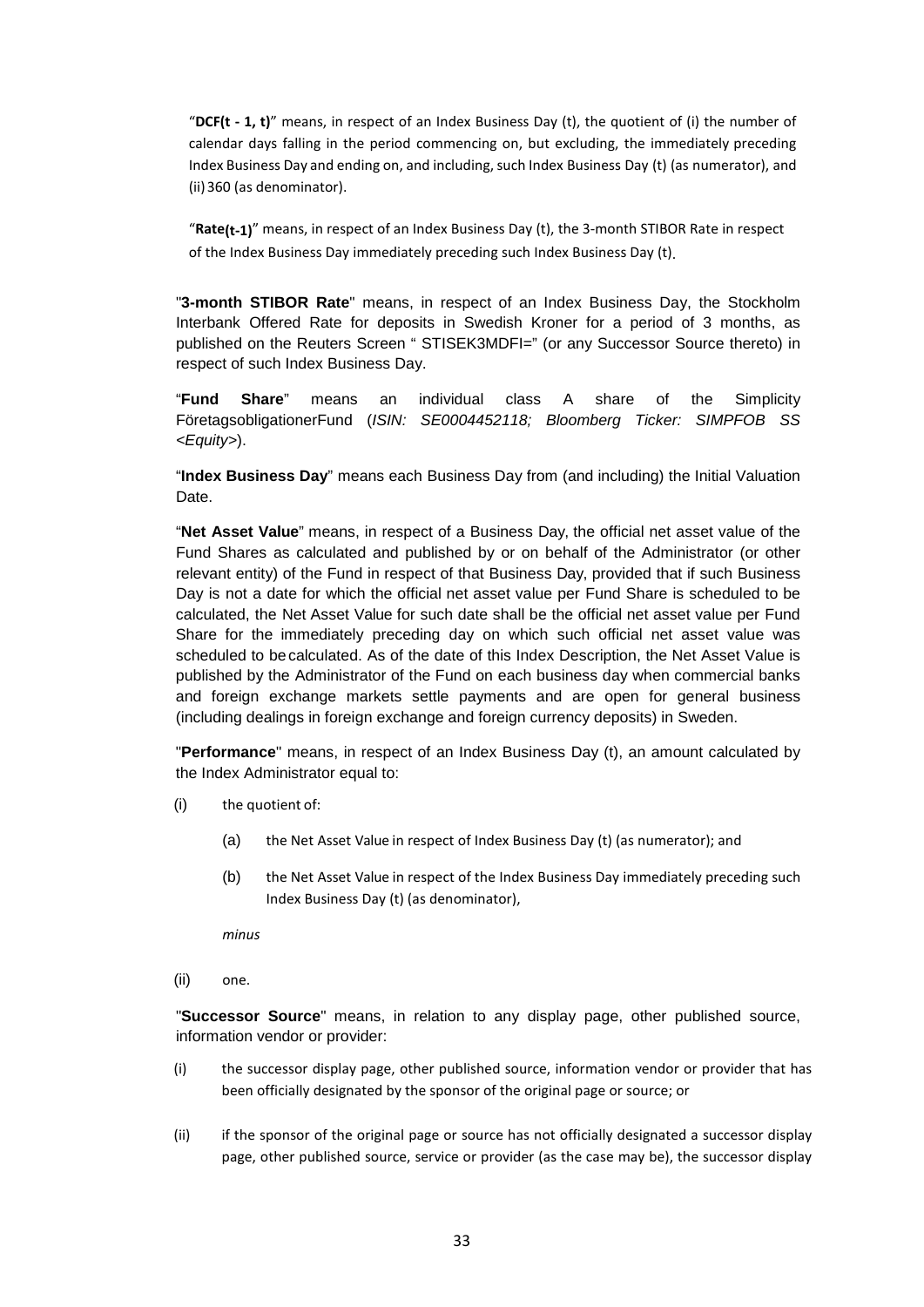"**DCF(t - 1, t)**" means, in respect of an Index Business Day (t), the quotient of (i) the number of calendar days falling in the period commencing on, but excluding, the immediately preceding Index Business Day and ending on, and including, such Index Business Day (t) (as numerator), and (ii) 360 (as denominator).

"**Rate$_{(t-1)}$**" means, in respect of an Index Business Day (t), the 3-month STIBOR Rate in respect of the Index Business Day immediately preceding such Index Business Day (t).

"**3-month STIBOR Rate**" means, in respect of an Index Business Day, the Stockholm Interbank Offered Rate for deposits in Swedish Kroner for a period of 3 months, as published on the Reuters Screen " STISEK3MDFI=" (or any Successor Source thereto) in respect of such Index Business Day.

"**Fund Share**" means an individual class A share of the Simplicity FöretagsobligationerFund (*ISIN: SE0004452118; Bloomberg Ticker: SIMPFOB SS <Equity>*).

"**Index Business Day**" means each Business Day from (and including) the Initial Valuation Date.

"**Net Asset Value**" means, in respect of a Business Day, the official net asset value of the Fund Shares as calculated and published by or on behalf of the Administrator (or other relevant entity) of the Fund in respect of that Business Day, provided that if such Business Day is not a date for which the official net asset value per Fund Share is scheduled to be calculated, the Net Asset Value for such date shall be the official net asset value per Fund Share for the immediately preceding day on which such official net asset value was scheduled to be calculated. As of the date of this Index Description, the Net Asset Value is published by the Administrator of the Fund on each business day when commercial banks and foreign exchange markets settle payments and are open for general business (including dealings in foreign exchange and foreign currency deposits) in Sweden.

"**Performance**" means, in respect of an Index Business Day (t), an amount calculated by the Index Administrator equal to:

(i) the quotient of:

  (a) the Net Asset Value in respect of Index Business Day (t) (as numerator); and

  (b) the Net Asset Value in respect of the Index Business Day immediately preceding such Index Business Day (t) (as denominator),

  *minus*

(ii) one.

"**Successor Source**" means, in relation to any display page, other published source, information vendor or provider:

(i) the successor display page, other published source, information vendor or provider that has been officially designated by the sponsor of the original page or source; or

(ii) if the sponsor of the original page or source has not officially designated a successor display page, other published source, service or provider (as the case may be), the successor display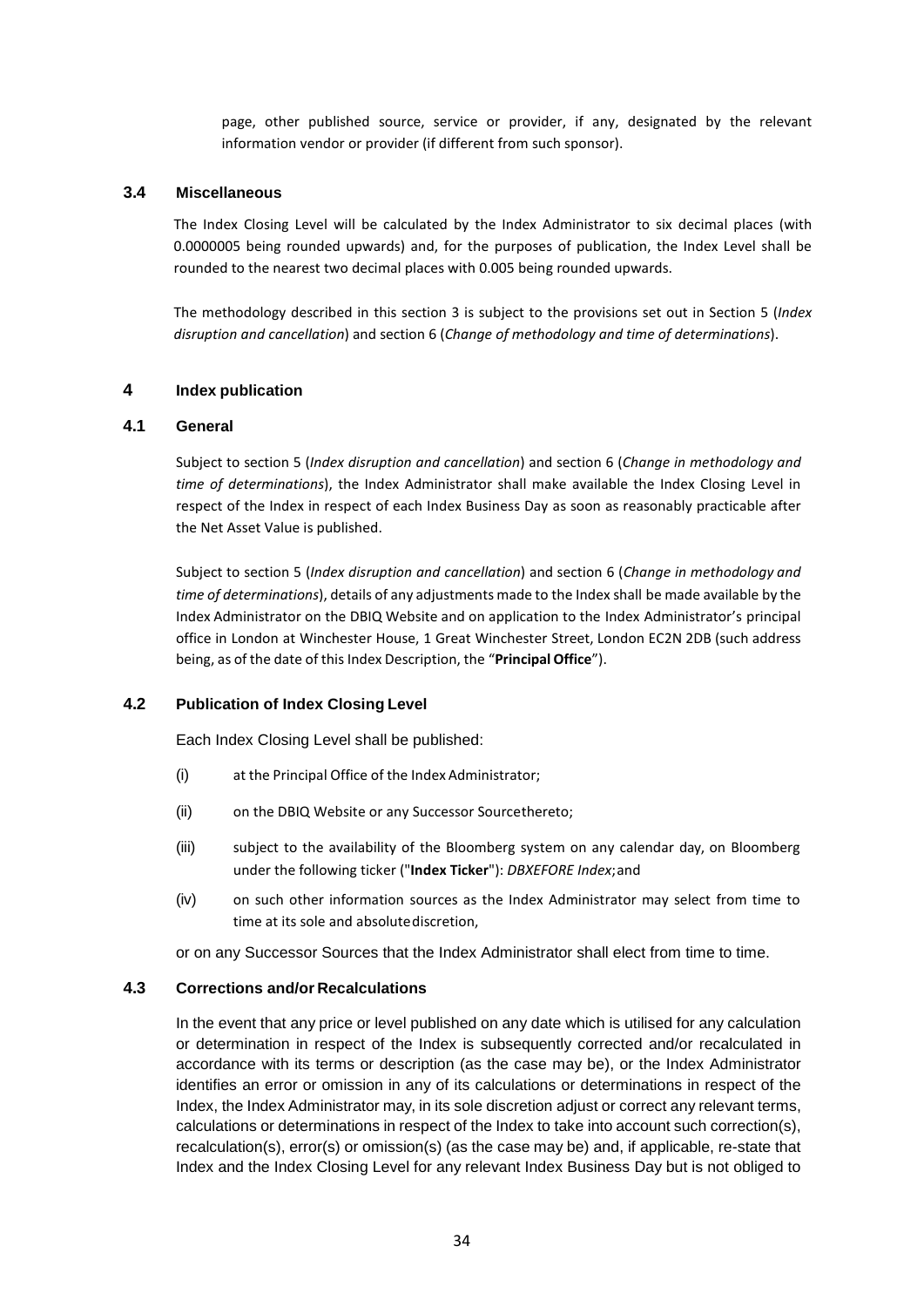page, other published source, service or provider, if any, designated by the relevant information vendor or provider (if different from such sponsor).

### 3.4 Miscellaneous

The Index Closing Level will be calculated by the Index Administrator to six decimal places (with 0.0000005 being rounded upwards) and, for the purposes of publication, the Index Level shall be rounded to the nearest two decimal places with 0.005 being rounded upwards.

The methodology described in this section 3 is subject to the provisions set out in Section 5 (*Index disruption and cancellation*) and section 6 (*Change of methodology and time of determinations*).

## 4 Index publication

### 4.1 General

Subject to section 5 (*Index disruption and cancellation*) and section 6 (*Change in methodology and time of determinations*), the Index Administrator shall make available the Index Closing Level in respect of the Index in respect of each Index Business Day as soon as reasonably practicable after the Net Asset Value is published.

Subject to section 5 (*Index disruption and cancellation*) and section 6 (*Change in methodology and time of determinations*), details of any adjustments made to the Index shall be made available by the Index Administrator on the DBIQ Website and on application to the Index Administrator's principal office in London at Winchester House, 1 Great Winchester Street, London EC2N 2DB (such address being, as of the date of this Index Description, the "**Principal Office**").

### 4.2 Publication of Index Closing Level

Each Index Closing Level shall be published:

(i) at the Principal Office of the Index Administrator;

(ii) on the DBIQ Website or any Successor Source thereto;

(iii) subject to the availability of the Bloomberg system on any calendar day, on Bloomberg under the following ticker ("**Index Ticker**"): *DBXEFORE Index*; and

(iv) on such other information sources as the Index Administrator may select from time to time at its sole and absolute discretion,

or on any Successor Sources that the Index Administrator shall elect from time to time.

### 4.3 Corrections and/or Recalculations

In the event that any price or level published on any date which is utilised for any calculation or determination in respect of the Index is subsequently corrected and/or recalculated in accordance with its terms or description (as the case may be), or the Index Administrator identifies an error or omission in any of its calculations or determinations in respect of the Index, the Index Administrator may, in its sole discretion adjust or correct any relevant terms, calculations or determinations in respect of the Index to take into account such correction(s), recalculation(s), error(s) or omission(s) (as the case may be) and, if applicable, re-state that Index and the Index Closing Level for any relevant Index Business Day but is not obliged to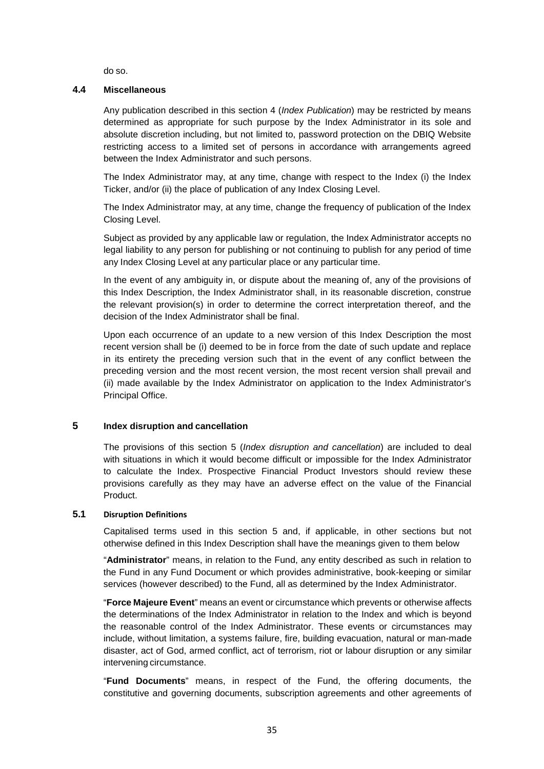do so.

### 4.4 Miscellaneous

Any publication described in this section 4 (*Index Publication*) may be restricted by means determined as appropriate for such purpose by the Index Administrator in its sole and absolute discretion including, but not limited to, password protection on the DBIQ Website restricting access to a limited set of persons in accordance with arrangements agreed between the Index Administrator and such persons.

The Index Administrator may, at any time, change with respect to the Index (i) the Index Ticker, and/or (ii) the place of publication of any Index Closing Level.

The Index Administrator may, at any time, change the frequency of publication of the Index Closing Level.

Subject as provided by any applicable law or regulation, the Index Administrator accepts no legal liability to any person for publishing or not continuing to publish for any period of time any Index Closing Level at any particular place or any particular time.

In the event of any ambiguity in, or dispute about the meaning of, any of the provisions of this Index Description, the Index Administrator shall, in its reasonable discretion, construe the relevant provision(s) in order to determine the correct interpretation thereof, and the decision of the Index Administrator shall be final.

Upon each occurrence of an update to a new version of this Index Description the most recent version shall be (i) deemed to be in force from the date of such update and replace in its entirety the preceding version such that in the event of any conflict between the preceding version and the most recent version, the most recent version shall prevail and (ii) made available by the Index Administrator on application to the Index Administrator's Principal Office.

## 5 Index disruption and cancellation

The provisions of this section 5 (*Index disruption and cancellation*) are included to deal with situations in which it would become difficult or impossible for the Index Administrator to calculate the Index. Prospective Financial Product Investors should review these provisions carefully as they may have an adverse effect on the value of the Financial Product.

### 5.1 Disruption Definitions

Capitalised terms used in this section 5 and, if applicable, in other sections but not otherwise defined in this Index Description shall have the meanings given to them below

"**Administrator**" means, in relation to the Fund, any entity described as such in relation to the Fund in any Fund Document or which provides administrative, book-keeping or similar services (however described) to the Fund, all as determined by the Index Administrator.

"**Force Majeure Event**" means an event or circumstance which prevents or otherwise affects the determinations of the Index Administrator in relation to the Index and which is beyond the reasonable control of the Index Administrator. These events or circumstances may include, without limitation, a systems failure, fire, building evacuation, natural or man-made disaster, act of God, armed conflict, act of terrorism, riot or labour disruption or any similar intervening circumstance.

"**Fund Documents**" means, in respect of the Fund, the offering documents, the constitutive and governing documents, subscription agreements and other agreements of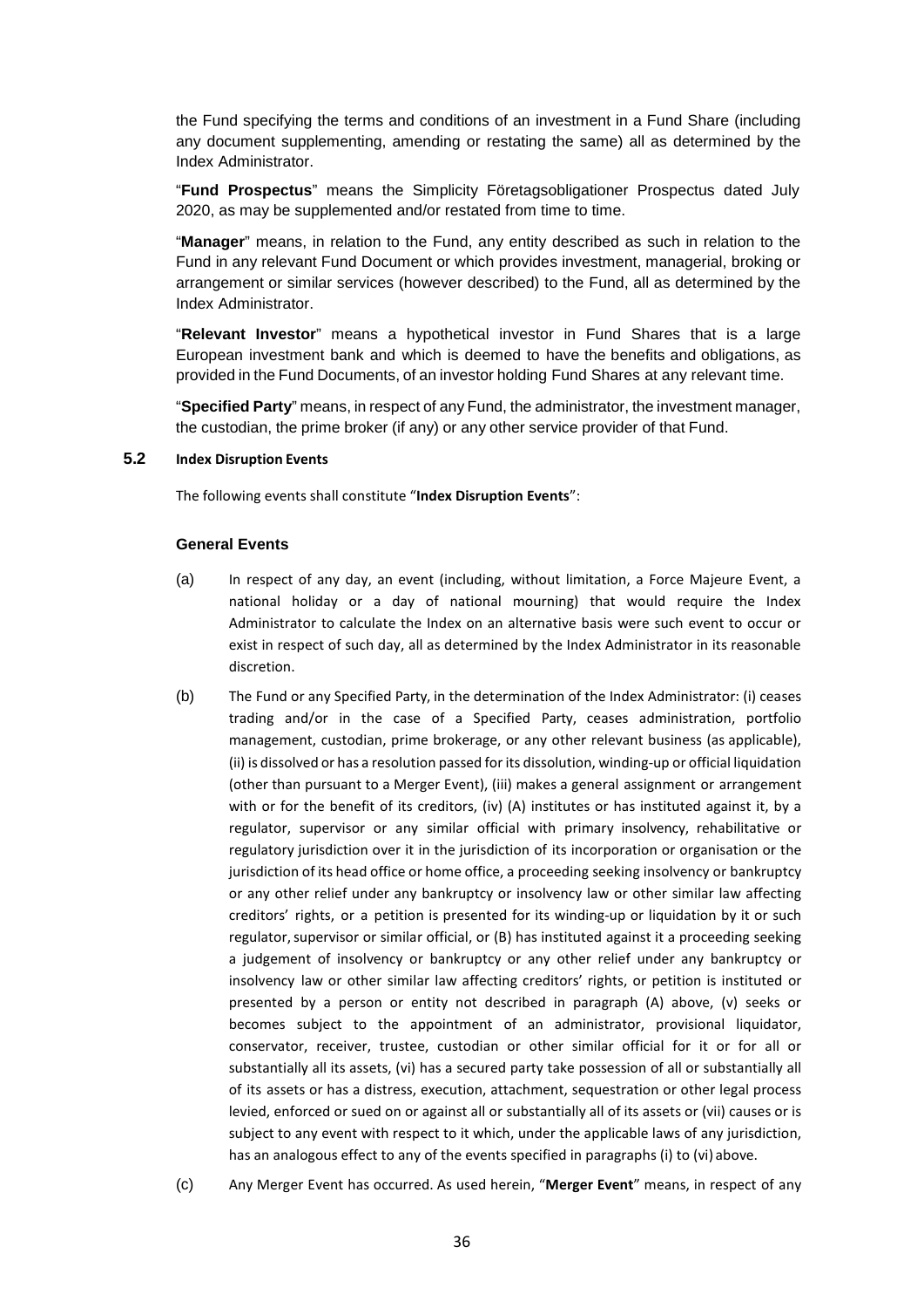the Fund specifying the terms and conditions of an investment in a Fund Share (including any document supplementing, amending or restating the same) all as determined by the Index Administrator.

"**Fund Prospectus**" means the Simplicity Företagsobligationer Prospectus dated July 2020, as may be supplemented and/or restated from time to time.

"**Manager**" means, in relation to the Fund, any entity described as such in relation to the Fund in any relevant Fund Document or which provides investment, managerial, broking or arrangement or similar services (however described) to the Fund, all as determined by the Index Administrator.

"**Relevant Investor**" means a hypothetical investor in Fund Shares that is a large European investment bank and which is deemed to have the benefits and obligations, as provided in the Fund Documents, of an investor holding Fund Shares at any relevant time.

"**Specified Party**" means, in respect of any Fund, the administrator, the investment manager, the custodian, the prime broker (if any) or any other service provider of that Fund.

## 5.2 Index Disruption Events

The following events shall constitute "**Index Disruption Events**":

### General Events

(a) In respect of any day, an event (including, without limitation, a Force Majeure Event, a national holiday or a day of national mourning) that would require the Index Administrator to calculate the Index on an alternative basis were such event to occur or exist in respect of such day, all as determined by the Index Administrator in its reasonable discretion.

(b) The Fund or any Specified Party, in the determination of the Index Administrator: (i) ceases trading and/or in the case of a Specified Party, ceases administration, portfolio management, custodian, prime brokerage, or any other relevant business (as applicable), (ii) is dissolved or has a resolution passed for its dissolution, winding-up or official liquidation (other than pursuant to a Merger Event), (iii) makes a general assignment or arrangement with or for the benefit of its creditors, (iv) (A) institutes or has instituted against it, by a regulator, supervisor or any similar official with primary insolvency, rehabilitative or regulatory jurisdiction over it in the jurisdiction of its incorporation or organisation or the jurisdiction of its head office or home office, a proceeding seeking insolvency or bankruptcy or any other relief under any bankruptcy or insolvency law or other similar law affecting creditors' rights, or a petition is presented for its winding-up or liquidation by it or such regulator, supervisor or similar official, or (B) has instituted against it a proceeding seeking a judgement of insolvency or bankruptcy or any other relief under any bankruptcy or insolvency law or other similar law affecting creditors' rights, or petition is instituted or presented by a person or entity not described in paragraph (A) above, (v) seeks or becomes subject to the appointment of an administrator, provisional liquidator, conservator, receiver, trustee, custodian or other similar official for it or for all or substantially all its assets, (vi) has a secured party take possession of all or substantially all of its assets or has a distress, execution, attachment, sequestration or other legal process levied, enforced or sued on or against all or substantially all of its assets or (vii) causes or is subject to any event with respect to it which, under the applicable laws of any jurisdiction, has an analogous effect to any of the events specified in paragraphs (i) to (vi) above.

(c) Any Merger Event has occurred. As used herein, "**Merger Event**" means, in respect of any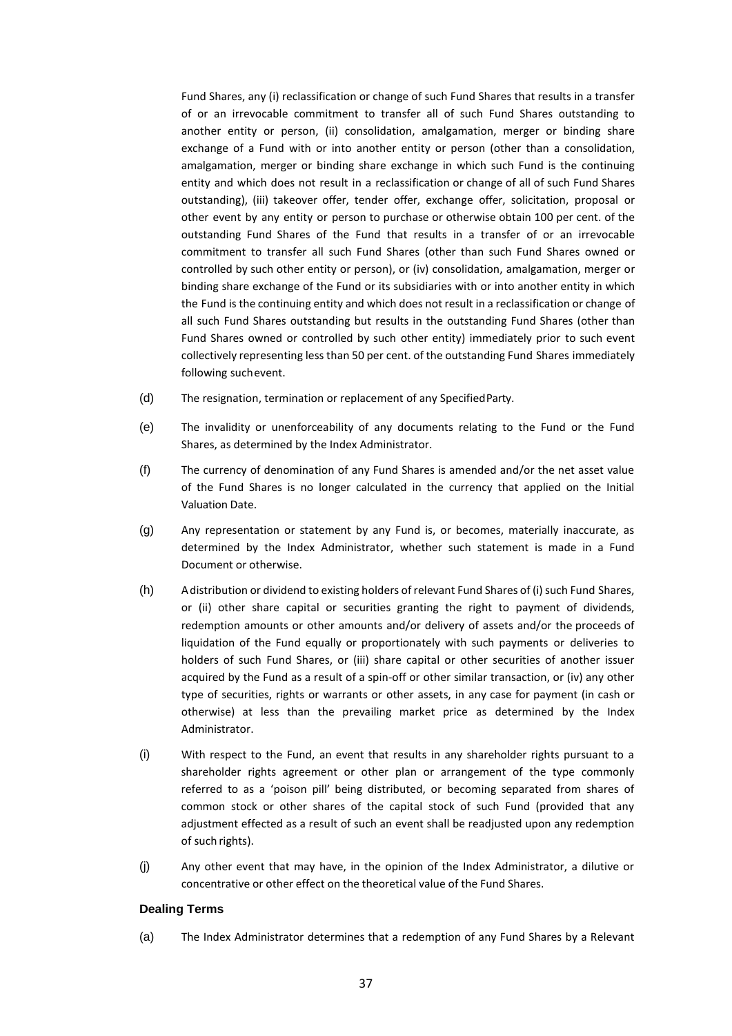Fund Shares, any (i) reclassification or change of such Fund Shares that results in a transfer of or an irrevocable commitment to transfer all of such Fund Shares outstanding to another entity or person, (ii) consolidation, amalgamation, merger or binding share exchange of a Fund with or into another entity or person (other than a consolidation, amalgamation, merger or binding share exchange in which such Fund is the continuing entity and which does not result in a reclassification or change of all of such Fund Shares outstanding), (iii) takeover offer, tender offer, exchange offer, solicitation, proposal or other event by any entity or person to purchase or otherwise obtain 100 per cent. of the outstanding Fund Shares of the Fund that results in a transfer of or an irrevocable commitment to transfer all such Fund Shares (other than such Fund Shares owned or controlled by such other entity or person), or (iv) consolidation, amalgamation, merger or binding share exchange of the Fund or its subsidiaries with or into another entity in which the Fund is the continuing entity and which does not result in a reclassification or change of all such Fund Shares outstanding but results in the outstanding Fund Shares (other than Fund Shares owned or controlled by such other entity) immediately prior to such event collectively representing less than 50 per cent. of the outstanding Fund Shares immediately following such event.

(d) The resignation, termination or replacement of any Specified Party.

(e) The invalidity or unenforceability of any documents relating to the Fund or the Fund Shares, as determined by the Index Administrator.

(f) The currency of denomination of any Fund Shares is amended and/or the net asset value of the Fund Shares is no longer calculated in the currency that applied on the Initial Valuation Date.

(g) Any representation or statement by any Fund is, or becomes, materially inaccurate, as determined by the Index Administrator, whether such statement is made in a Fund Document or otherwise.

(h) A distribution or dividend to existing holders of relevant Fund Shares of (i) such Fund Shares, or (ii) other share capital or securities granting the right to payment of dividends, redemption amounts or other amounts and/or delivery of assets and/or the proceeds of liquidation of the Fund equally or proportionately with such payments or deliveries to holders of such Fund Shares, or (iii) share capital or other securities of another issuer acquired by the Fund as a result of a spin-off or other similar transaction, or (iv) any other type of securities, rights or warrants or other assets, in any case for payment (in cash or otherwise) at less than the prevailing market price as determined by the Index Administrator.

(i) With respect to the Fund, an event that results in any shareholder rights pursuant to a shareholder rights agreement or other plan or arrangement of the type commonly referred to as a 'poison pill' being distributed, or becoming separated from shares of common stock or other shares of the capital stock of such Fund (provided that any adjustment effected as a result of such an event shall be readjusted upon any redemption of such rights).

(j) Any other event that may have, in the opinion of the Index Administrator, a dilutive or concentrative or other effect on the theoretical value of the Fund Shares.

**Dealing Terms**

(a) The Index Administrator determines that a redemption of any Fund Shares by a Relevant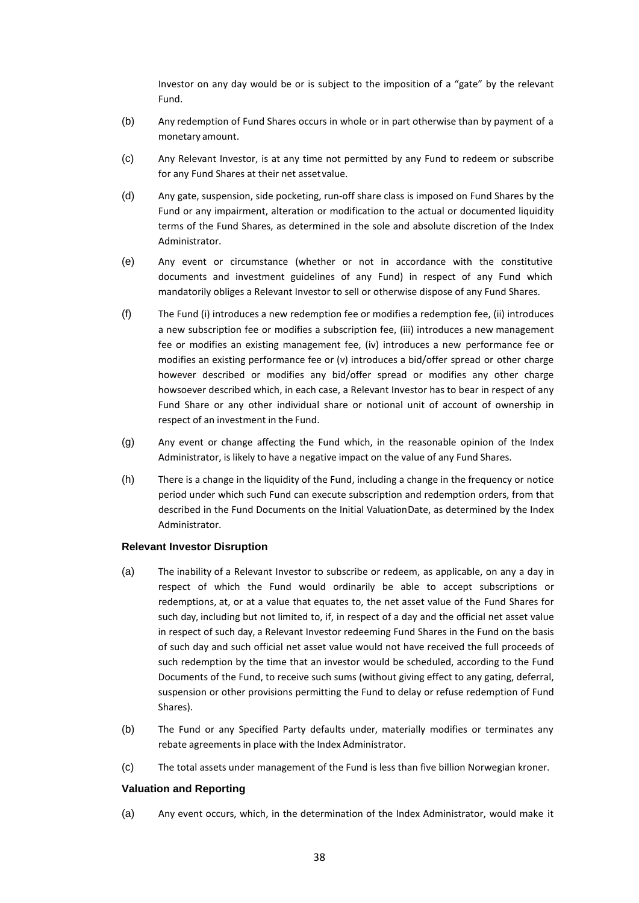Investor on any day would be or is subject to the imposition of a "gate" by the relevant Fund.

(b) Any redemption of Fund Shares occurs in whole or in part otherwise than by payment of a monetary amount.

(c) Any Relevant Investor, is at any time not permitted by any Fund to redeem or subscribe for any Fund Shares at their net asset value.

(d) Any gate, suspension, side pocketing, run-off share class is imposed on Fund Shares by the Fund or any impairment, alteration or modification to the actual or documented liquidity terms of the Fund Shares, as determined in the sole and absolute discretion of the Index Administrator.

(e) Any event or circumstance (whether or not in accordance with the constitutive documents and investment guidelines of any Fund) in respect of any Fund which mandatorily obliges a Relevant Investor to sell or otherwise dispose of any Fund Shares.

(f) The Fund (i) introduces a new redemption fee or modifies a redemption fee, (ii) introduces a new subscription fee or modifies a subscription fee, (iii) introduces a new management fee or modifies an existing management fee, (iv) introduces a new performance fee or modifies an existing performance fee or (v) introduces a bid/offer spread or other charge however described or modifies any bid/offer spread or modifies any other charge howsoever described which, in each case, a Relevant Investor has to bear in respect of any Fund Share or any other individual share or notional unit of account of ownership in respect of an investment in the Fund.

(g) Any event or change affecting the Fund which, in the reasonable opinion of the Index Administrator, is likely to have a negative impact on the value of any Fund Shares.

(h) There is a change in the liquidity of the Fund, including a change in the frequency or notice period under which such Fund can execute subscription and redemption orders, from that described in the Fund Documents on the Initial Valuation Date, as determined by the Index Administrator.

**Relevant Investor Disruption**

(a) The inability of a Relevant Investor to subscribe or redeem, as applicable, on any a day in respect of which the Fund would ordinarily be able to accept subscriptions or redemptions, at, or at a value that equates to, the net asset value of the Fund Shares for such day, including but not limited to, if, in respect of a day and the official net asset value in respect of such day, a Relevant Investor redeeming Fund Shares in the Fund on the basis of such day and such official net asset value would not have received the full proceeds of such redemption by the time that an investor would be scheduled, according to the Fund Documents of the Fund, to receive such sums (without giving effect to any gating, deferral, suspension or other provisions permitting the Fund to delay or refuse redemption of Fund Shares).

(b) The Fund or any Specified Party defaults under, materially modifies or terminates any rebate agreements in place with the Index Administrator.

(c) The total assets under management of the Fund is less than five billion Norwegian kroner.

**Valuation and Reporting**

(a) Any event occurs, which, in the determination of the Index Administrator, would make it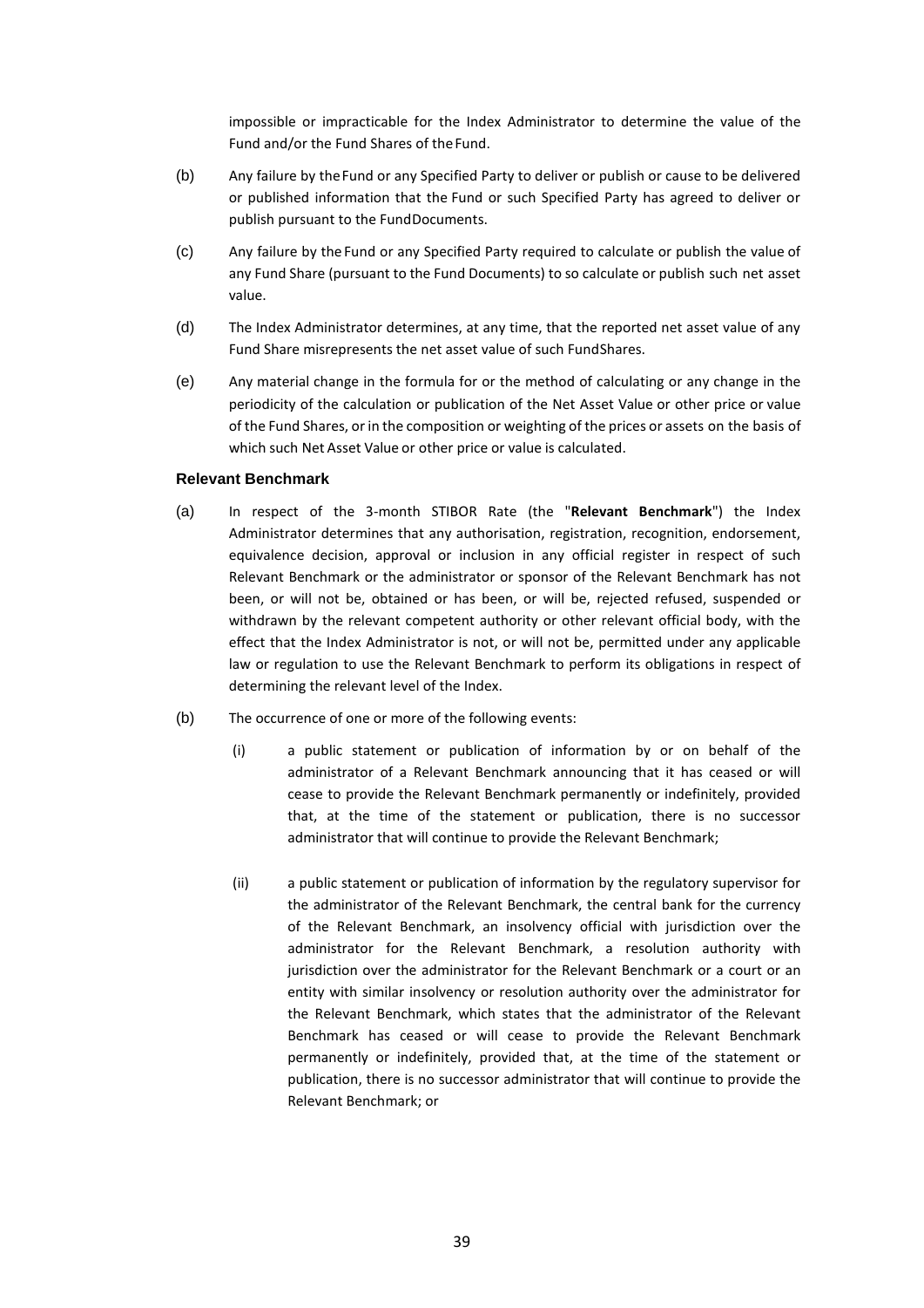impossible or impracticable for the Index Administrator to determine the value of the Fund and/or the Fund Shares of the Fund.

(b) Any failure by the Fund or any Specified Party to deliver or publish or cause to be delivered or published information that the Fund or such Specified Party has agreed to deliver or publish pursuant to the Fund Documents.

(c) Any failure by the Fund or any Specified Party required to calculate or publish the value of any Fund Share (pursuant to the Fund Documents) to so calculate or publish such net asset value.

(d) The Index Administrator determines, at any time, that the reported net asset value of any Fund Share misrepresents the net asset value of such Fund Shares.

(e) Any material change in the formula for or the method of calculating or any change in the periodicity of the calculation or publication of the Net Asset Value or other price or value of the Fund Shares, or in the composition or weighting of the prices or assets on the basis of which such Net Asset Value or other price or value is calculated.

### Relevant Benchmark

(a) In respect of the 3-month STIBOR Rate (the "**Relevant Benchmark**") the Index Administrator determines that any authorisation, registration, recognition, endorsement, equivalence decision, approval or inclusion in any official register in respect of such Relevant Benchmark or the administrator or sponsor of the Relevant Benchmark has not been, or will not be, obtained or has been, or will be, rejected refused, suspended or withdrawn by the relevant competent authority or other relevant official body, with the effect that the Index Administrator is not, or will not be, permitted under any applicable law or regulation to use the Relevant Benchmark to perform its obligations in respect of determining the relevant level of the Index.

(b) The occurrence of one or more of the following events:

(i) a public statement or publication of information by or on behalf of the administrator of a Relevant Benchmark announcing that it has ceased or will cease to provide the Relevant Benchmark permanently or indefinitely, provided that, at the time of the statement or publication, there is no successor administrator that will continue to provide the Relevant Benchmark;

(ii) a public statement or publication of information by the regulatory supervisor for the administrator of the Relevant Benchmark, the central bank for the currency of the Relevant Benchmark, an insolvency official with jurisdiction over the administrator for the Relevant Benchmark, a resolution authority with jurisdiction over the administrator for the Relevant Benchmark or a court or an entity with similar insolvency or resolution authority over the administrator for the Relevant Benchmark, which states that the administrator of the Relevant Benchmark has ceased or will cease to provide the Relevant Benchmark permanently or indefinitely, provided that, at the time of the statement or publication, there is no successor administrator that will continue to provide the Relevant Benchmark; or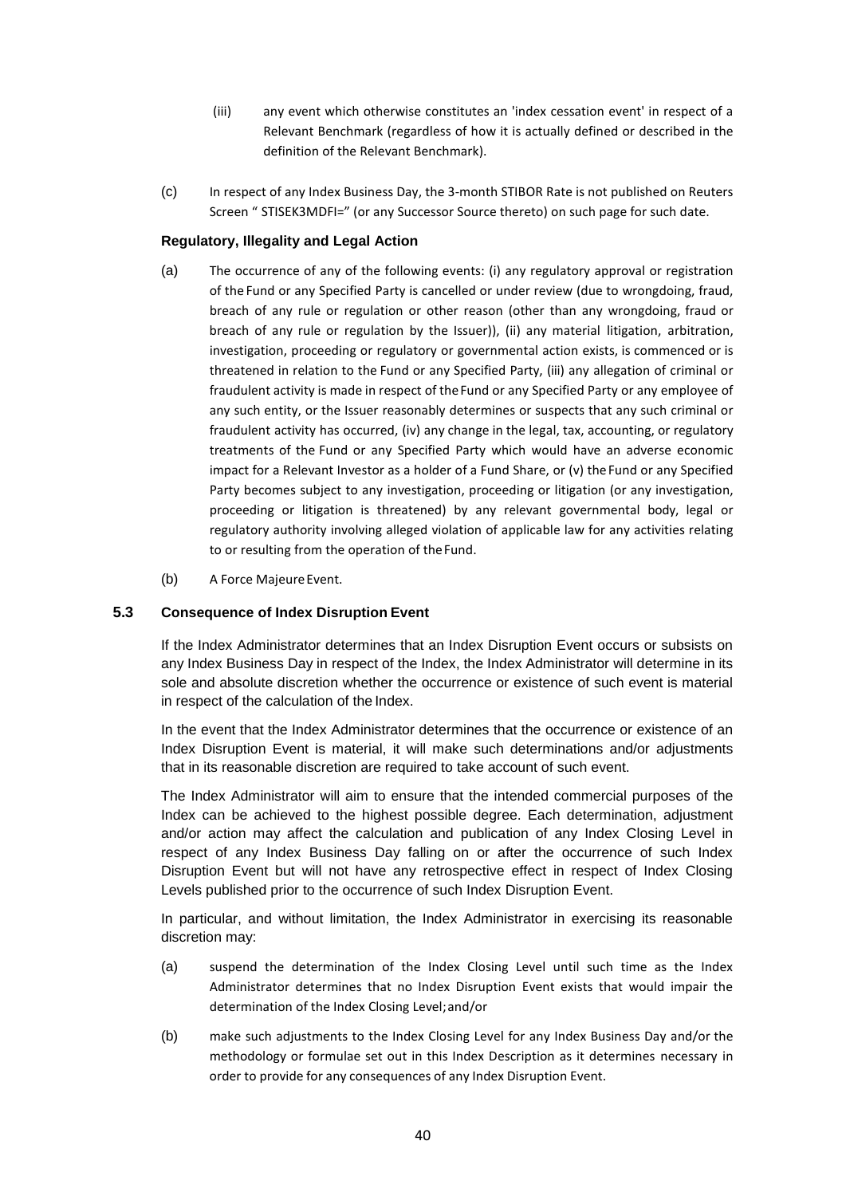(iii) any event which otherwise constitutes an 'index cessation event' in respect of a Relevant Benchmark (regardless of how it is actually defined or described in the definition of the Relevant Benchmark).

(c) In respect of any Index Business Day, the 3-month STIBOR Rate is not published on Reuters Screen " STISEK3MDFI=" (or any Successor Source thereto) on such page for such date.

**Regulatory, Illegality and Legal Action**

(a) The occurrence of any of the following events: (i) any regulatory approval or registration of the Fund or any Specified Party is cancelled or under review (due to wrongdoing, fraud, breach of any rule or regulation or other reason (other than any wrongdoing, fraud or breach of any rule or regulation by the Issuer)), (ii) any material litigation, arbitration, investigation, proceeding or regulatory or governmental action exists, is commenced or is threatened in relation to the Fund or any Specified Party, (iii) any allegation of criminal or fraudulent activity is made in respect of the Fund or any Specified Party or any employee of any such entity, or the Issuer reasonably determines or suspects that any such criminal or fraudulent activity has occurred, (iv) any change in the legal, tax, accounting, or regulatory treatments of the Fund or any Specified Party which would have an adverse economic impact for a Relevant Investor as a holder of a Fund Share, or (v) the Fund or any Specified Party becomes subject to any investigation, proceeding or litigation (or any investigation, proceeding or litigation is threatened) by any relevant governmental body, legal or regulatory authority involving alleged violation of applicable law for any activities relating to or resulting from the operation of the Fund.

(b) A Force Majeure Event.

### 5.3 Consequence of Index Disruption Event

If the Index Administrator determines that an Index Disruption Event occurs or subsists on any Index Business Day in respect of the Index, the Index Administrator will determine in its sole and absolute discretion whether the occurrence or existence of such event is material in respect of the calculation of the Index.

In the event that the Index Administrator determines that the occurrence or existence of an Index Disruption Event is material, it will make such determinations and/or adjustments that in its reasonable discretion are required to take account of such event.

The Index Administrator will aim to ensure that the intended commercial purposes of the Index can be achieved to the highest possible degree. Each determination, adjustment and/or action may affect the calculation and publication of any Index Closing Level in respect of any Index Business Day falling on or after the occurrence of such Index Disruption Event but will not have any retrospective effect in respect of Index Closing Levels published prior to the occurrence of such Index Disruption Event.

In particular, and without limitation, the Index Administrator in exercising its reasonable discretion may:

(a) suspend the determination of the Index Closing Level until such time as the Index Administrator determines that no Index Disruption Event exists that would impair the determination of the Index Closing Level; and/or

(b) make such adjustments to the Index Closing Level for any Index Business Day and/or the methodology or formulae set out in this Index Description as it determines necessary in order to provide for any consequences of any Index Disruption Event.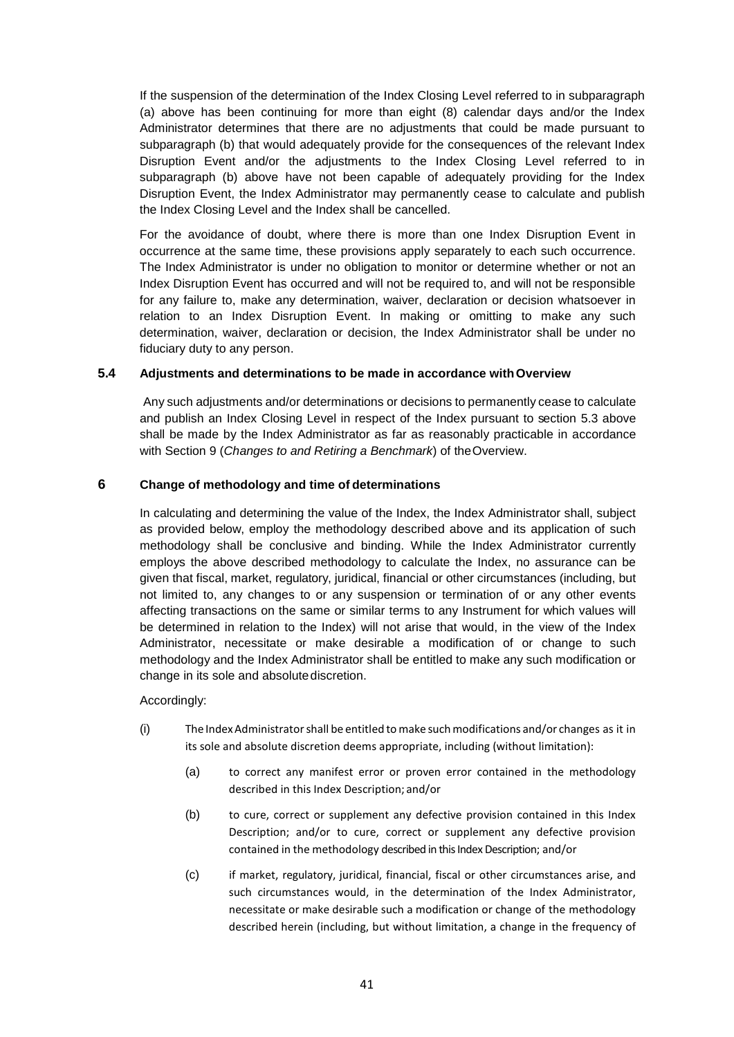If the suspension of the determination of the Index Closing Level referred to in subparagraph (a) above has been continuing for more than eight (8) calendar days and/or the Index Administrator determines that there are no adjustments that could be made pursuant to subparagraph (b) that would adequately provide for the consequences of the relevant Index Disruption Event and/or the adjustments to the Index Closing Level referred to in subparagraph (b) above have not been capable of adequately providing for the Index Disruption Event, the Index Administrator may permanently cease to calculate and publish the Index Closing Level and the Index shall be cancelled.

For the avoidance of doubt, where there is more than one Index Disruption Event in occurrence at the same time, these provisions apply separately to each such occurrence. The Index Administrator is under no obligation to monitor or determine whether or not an Index Disruption Event has occurred and will not be required to, and will not be responsible for any failure to, make any determination, waiver, declaration or decision whatsoever in relation to an Index Disruption Event. In making or omitting to make any such determination, waiver, declaration or decision, the Index Administrator shall be under no fiduciary duty to any person.

### 5.4 Adjustments and determinations to be made in accordance with Overview

Any such adjustments and/or determinations or decisions to permanently cease to calculate and publish an Index Closing Level in respect of the Index pursuant to section 5.3 above shall be made by the Index Administrator as far as reasonably practicable in accordance with Section 9 (*Changes to and Retiring a Benchmark*) of the Overview.

## 6 Change of methodology and time of determinations

In calculating and determining the value of the Index, the Index Administrator shall, subject as provided below, employ the methodology described above and its application of such methodology shall be conclusive and binding. While the Index Administrator currently employs the above described methodology to calculate the Index, no assurance can be given that fiscal, market, regulatory, juridical, financial or other circumstances (including, but not limited to, any changes to or any suspension or termination of or any other events affecting transactions on the same or similar terms to any Instrument for which values will be determined in relation to the Index) will not arise that would, in the view of the Index Administrator, necessitate or make desirable a modification of or change to such methodology and the Index Administrator shall be entitled to make any such modification or change in its sole and absolute discretion.

Accordingly:

(i) The Index Administrator shall be entitled to make such modifications and/or changes as it in its sole and absolute discretion deems appropriate, including (without limitation):

   (a) to correct any manifest error or proven error contained in the methodology described in this Index Description; and/or

   (b) to cure, correct or supplement any defective provision contained in this Index Description; and/or to cure, correct or supplement any defective provision contained in the methodology described in this Index Description; and/or

   (c) if market, regulatory, juridical, financial, fiscal or other circumstances arise, and such circumstances would, in the determination of the Index Administrator, necessitate or make desirable such a modification or change of the methodology described herein (including, but without limitation, a change in the frequency of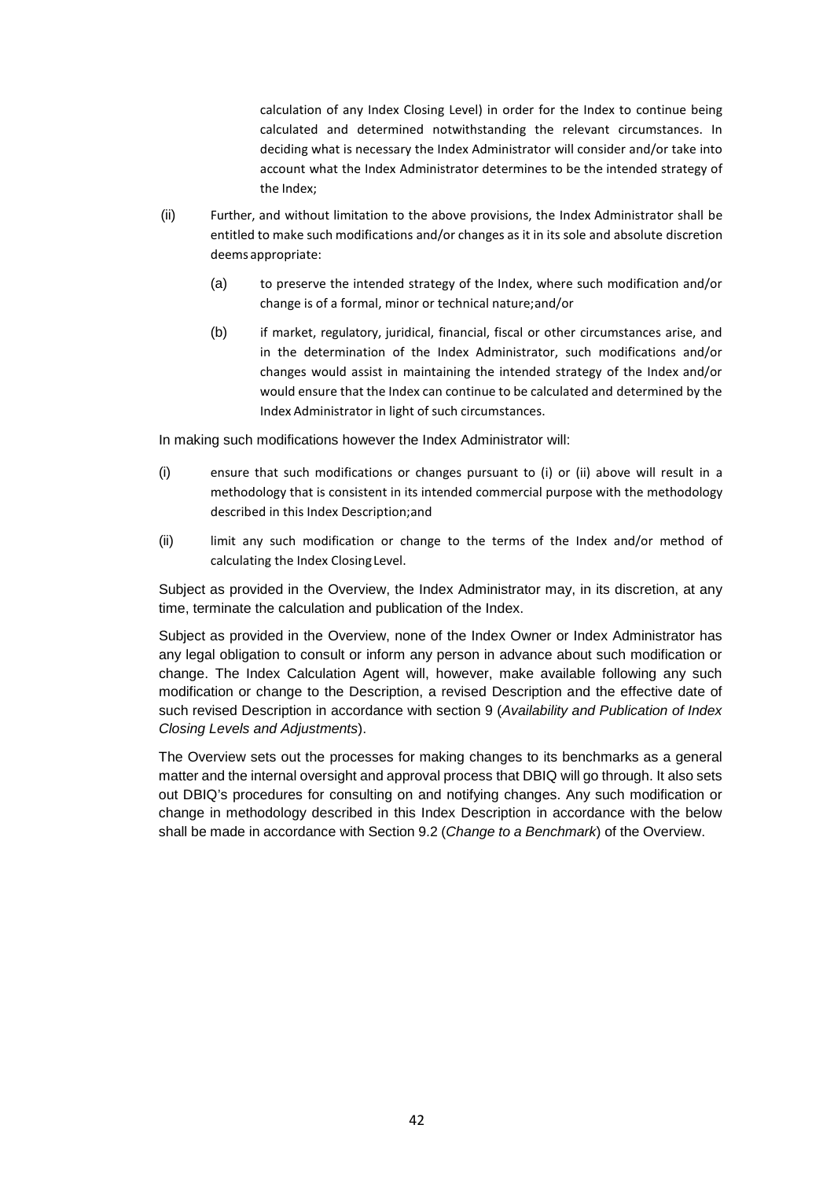calculation of any Index Closing Level) in order for the Index to continue being calculated and determined notwithstanding the relevant circumstances. In deciding what is necessary the Index Administrator will consider and/or take into account what the Index Administrator determines to be the intended strategy of the Index;

(ii) Further, and without limitation to the above provisions, the Index Administrator shall be entitled to make such modifications and/or changes as it in its sole and absolute discretion deems appropriate:

(a) to preserve the intended strategy of the Index, where such modification and/or change is of a formal, minor or technical nature; and/or

(b) if market, regulatory, juridical, financial, fiscal or other circumstances arise, and in the determination of the Index Administrator, such modifications and/or changes would assist in maintaining the intended strategy of the Index and/or would ensure that the Index can continue to be calculated and determined by the Index Administrator in light of such circumstances.

In making such modifications however the Index Administrator will:

(i) ensure that such modifications or changes pursuant to (i) or (ii) above will result in a methodology that is consistent in its intended commercial purpose with the methodology described in this Index Description; and

(ii) limit any such modification or change to the terms of the Index and/or method of calculating the Index Closing Level.

Subject as provided in the Overview, the Index Administrator may, in its discretion, at any time, terminate the calculation and publication of the Index.

Subject as provided in the Overview, none of the Index Owner or Index Administrator has any legal obligation to consult or inform any person in advance about such modification or change. The Index Calculation Agent will, however, make available following any such modification or change to the Description, a revised Description and the effective date of such revised Description in accordance with section 9 (*Availability and Publication of Index Closing Levels and Adjustments*).

The Overview sets out the processes for making changes to its benchmarks as a general matter and the internal oversight and approval process that DBIQ will go through. It also sets out DBIQ's procedures for consulting on and notifying changes. Any such modification or change in methodology described in this Index Description in accordance with the below shall be made in accordance with Section 9.2 (*Change to a Benchmark*) of the Overview.